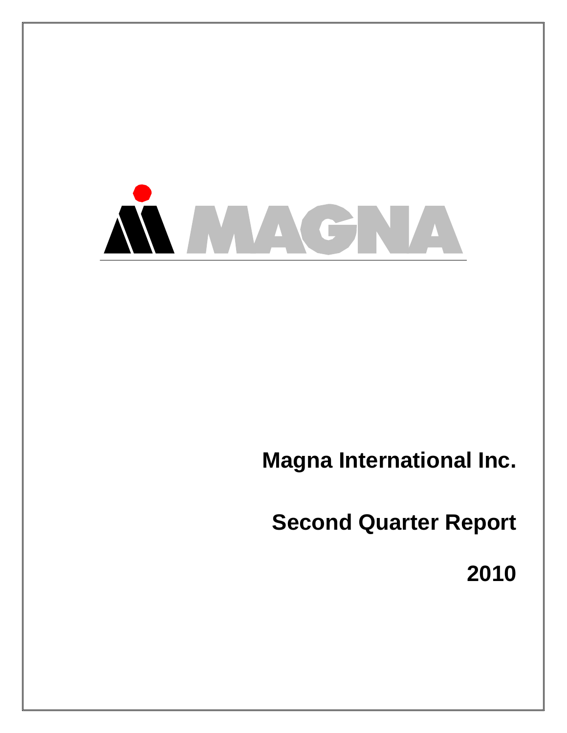MAGNA

# Magna International Inc.

# Second Quarter Report

# 2010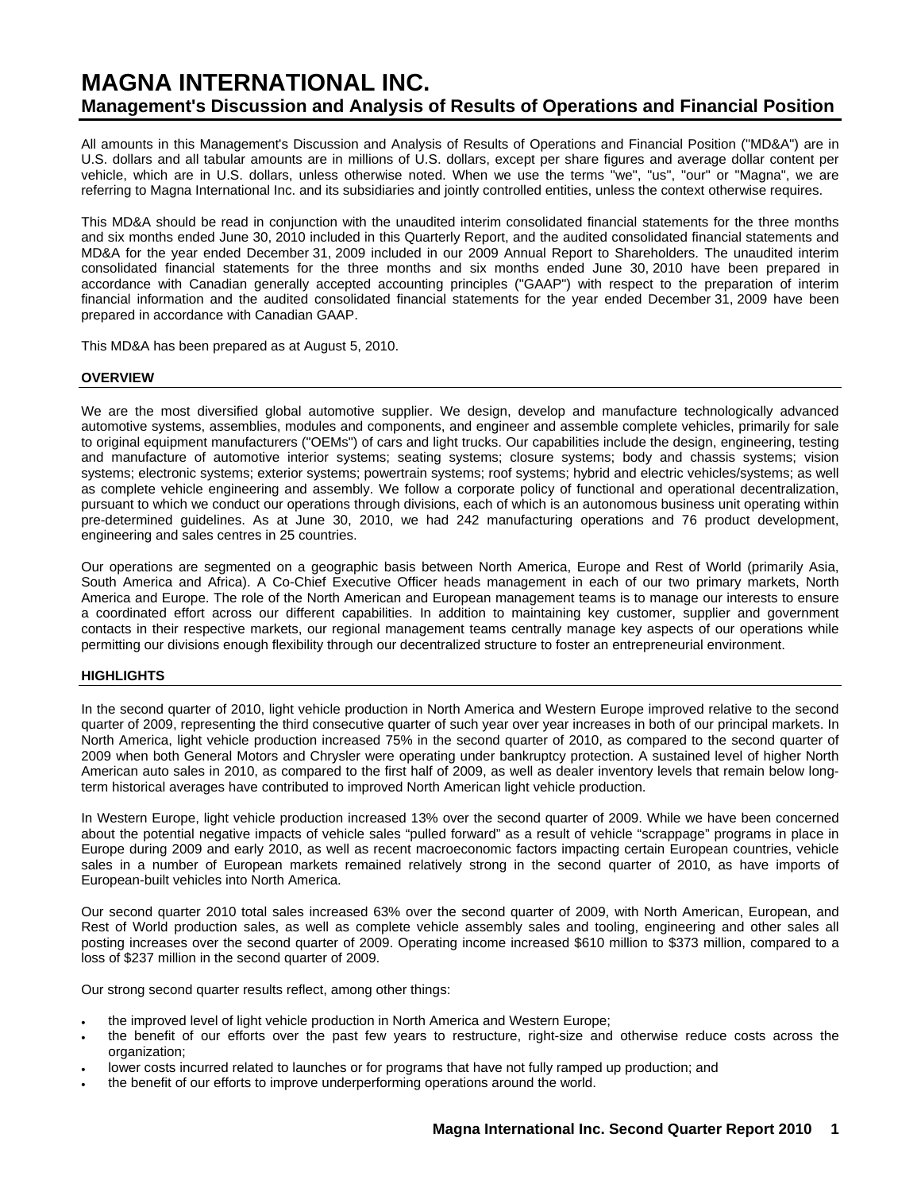# MAGNA INTERNATIONAL INC.
## Management's Discussion and Analysis of Results of Operations and Financial Position

All amounts in this Management's Discussion and Analysis of Results of Operations and Financial Position ("MD&A") are in U.S. dollars and all tabular amounts are in millions of U.S. dollars, except per share figures and average dollar content per vehicle, which are in U.S. dollars, unless otherwise noted. When we use the terms "we", "us", "our" or "Magna", we are referring to Magna International Inc. and its subsidiaries and jointly controlled entities, unless the context otherwise requires.

This MD&A should be read in conjunction with the unaudited interim consolidated financial statements for the three months and six months ended June 30, 2010 included in this Quarterly Report, and the audited consolidated financial statements and MD&A for the year ended December 31, 2009 included in our 2009 Annual Report to Shareholders. The unaudited interim consolidated financial statements for the three months and six months ended June 30, 2010 have been prepared in accordance with Canadian generally accepted accounting principles ("GAAP") with respect to the preparation of interim financial information and the audited consolidated financial statements for the year ended December 31, 2009 have been prepared in accordance with Canadian GAAP.

This MD&A has been prepared as at August 5, 2010.

### OVERVIEW

We are the most diversified global automotive supplier. We design, develop and manufacture technologically advanced automotive systems, assemblies, modules and components, and engineer and assemble complete vehicles, primarily for sale to original equipment manufacturers ("OEMs") of cars and light trucks. Our capabilities include the design, engineering, testing and manufacture of automotive interior systems; seating systems; closure systems; body and chassis systems; vision systems; electronic systems; exterior systems; powertrain systems; roof systems; hybrid and electric vehicles/systems; as well as complete vehicle engineering and assembly. We follow a corporate policy of functional and operational decentralization, pursuant to which we conduct our operations through divisions, each of which is an autonomous business unit operating within pre-determined guidelines. As at June 30, 2010, we had 242 manufacturing operations and 76 product development, engineering and sales centres in 25 countries.

Our operations are segmented on a geographic basis between North America, Europe and Rest of World (primarily Asia, South America and Africa). A Co-Chief Executive Officer heads management in each of our two primary markets, North America and Europe. The role of the North American and European management teams is to manage our interests to ensure a coordinated effort across our different capabilities. In addition to maintaining key customer, supplier and government contacts in their respective markets, our regional management teams centrally manage key aspects of our operations while permitting our divisions enough flexibility through our decentralized structure to foster an entrepreneurial environment.

### HIGHLIGHTS

In the second quarter of 2010, light vehicle production in North America and Western Europe improved relative to the second quarter of 2009, representing the third consecutive quarter of such year over year increases in both of our principal markets. In North America, light vehicle production increased 75% in the second quarter of 2010, as compared to the second quarter of 2009 when both General Motors and Chrysler were operating under bankruptcy protection. A sustained level of higher North American auto sales in 2010, as compared to the first half of 2009, as well as dealer inventory levels that remain below long-term historical averages have contributed to improved North American light vehicle production.

In Western Europe, light vehicle production increased 13% over the second quarter of 2009. While we have been concerned about the potential negative impacts of vehicle sales "pulled forward" as a result of vehicle "scrappage" programs in place in Europe during 2009 and early 2010, as well as recent macroeconomic factors impacting certain European countries, vehicle sales in a number of European markets remained relatively strong in the second quarter of 2010, as have imports of European-built vehicles into North America.

Our second quarter 2010 total sales increased 63% over the second quarter of 2009, with North American, European, and Rest of World production sales, as well as complete vehicle assembly sales and tooling, engineering and other sales all posting increases over the second quarter of 2009. Operating income increased $610 million to $373 million, compared to a loss of $237 million in the second quarter of 2009.

Our strong second quarter results reflect, among other things:

- the improved level of light vehicle production in North America and Western Europe;
- the benefit of our efforts over the past few years to restructure, right-size and otherwise reduce costs across the organization;
- lower costs incurred related to launches or for programs that have not fully ramped up production; and
- the benefit of our efforts to improve underperforming operations around the world.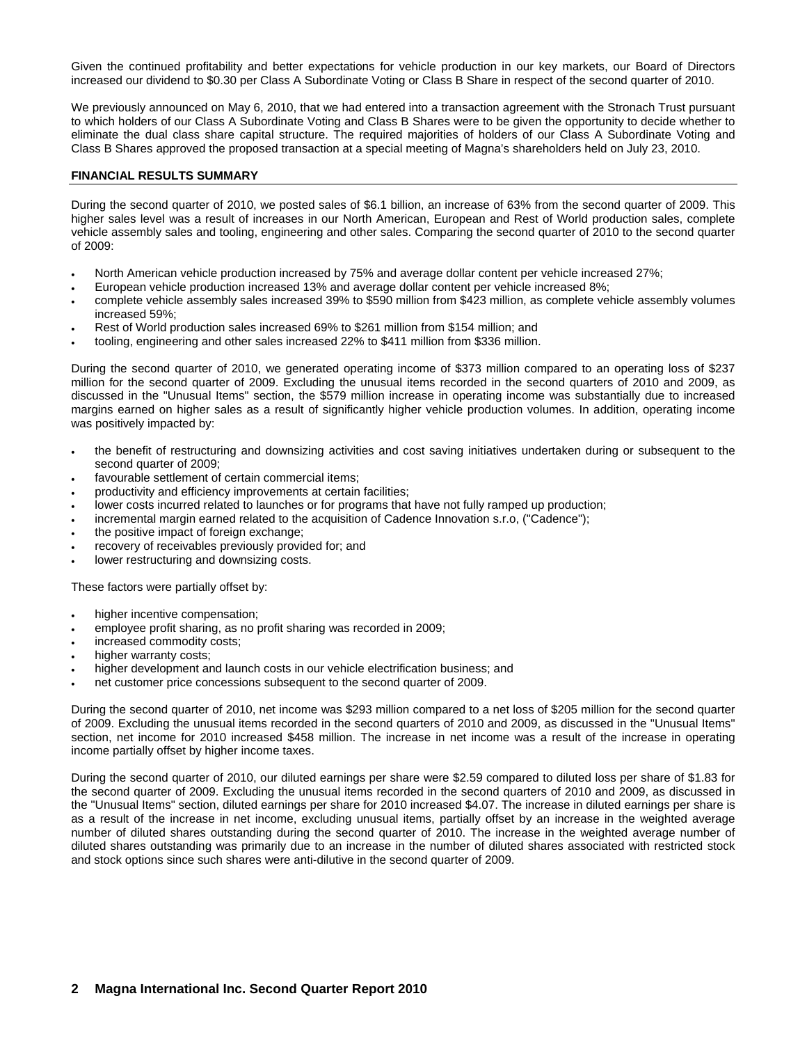Given the continued profitability and better expectations for vehicle production in our key markets, our Board of Directors increased our dividend to $0.30 per Class A Subordinate Voting or Class B Share in respect of the second quarter of 2010.

We previously announced on May 6, 2010, that we had entered into a transaction agreement with the Stronach Trust pursuant to which holders of our Class A Subordinate Voting and Class B Shares were to be given the opportunity to decide whether to eliminate the dual class share capital structure. The required majorities of holders of our Class A Subordinate Voting and Class B Shares approved the proposed transaction at a special meeting of Magna's shareholders held on July 23, 2010.

## FINANCIAL RESULTS SUMMARY

During the second quarter of 2010, we posted sales of $6.1 billion, an increase of 63% from the second quarter of 2009. This higher sales level was a result of increases in our North American, European and Rest of World production sales, complete vehicle assembly sales and tooling, engineering and other sales. Comparing the second quarter of 2010 to the second quarter of 2009:

- North American vehicle production increased by 75% and average dollar content per vehicle increased 27%;
- European vehicle production increased 13% and average dollar content per vehicle increased 8%;
- complete vehicle assembly sales increased 39% to $590 million from $423 million, as complete vehicle assembly volumes increased 59%;
- Rest of World production sales increased 69% to $261 million from $154 million; and
- tooling, engineering and other sales increased 22% to $411 million from $336 million.

During the second quarter of 2010, we generated operating income of $373 million compared to an operating loss of $237 million for the second quarter of 2009. Excluding the unusual items recorded in the second quarters of 2010 and 2009, as discussed in the "Unusual Items" section, the $579 million increase in operating income was substantially due to increased margins earned on higher sales as a result of significantly higher vehicle production volumes. In addition, operating income was positively impacted by:

- the benefit of restructuring and downsizing activities and cost saving initiatives undertaken during or subsequent to the second quarter of 2009;
- favourable settlement of certain commercial items;
- productivity and efficiency improvements at certain facilities;
- lower costs incurred related to launches or for programs that have not fully ramped up production;
- incremental margin earned related to the acquisition of Cadence Innovation s.r.o, ("Cadence");
- the positive impact of foreign exchange;
- recovery of receivables previously provided for; and
- lower restructuring and downsizing costs.

These factors were partially offset by:

- higher incentive compensation;
- employee profit sharing, as no profit sharing was recorded in 2009;
- increased commodity costs;
- higher warranty costs;
- higher development and launch costs in our vehicle electrification business; and
- net customer price concessions subsequent to the second quarter of 2009.

During the second quarter of 2010, net income was $293 million compared to a net loss of $205 million for the second quarter of 2009. Excluding the unusual items recorded in the second quarters of 2010 and 2009, as discussed in the "Unusual Items" section, net income for 2010 increased $458 million. The increase in net income was a result of the increase in operating income partially offset by higher income taxes.

During the second quarter of 2010, our diluted earnings per share were $2.59 compared to diluted loss per share of $1.83 for the second quarter of 2009. Excluding the unusual items recorded in the second quarters of 2010 and 2009, as discussed in the "Unusual Items" section, diluted earnings per share for 2010 increased $4.07. The increase in diluted earnings per share is as a result of the increase in net income, excluding unusual items, partially offset by an increase in the weighted average number of diluted shares outstanding during the second quarter of 2010. The increase in the weighted average number of diluted shares outstanding was primarily due to an increase in the number of diluted shares associated with restricted stock and stock options since such shares were anti-dilutive in the second quarter of 2009.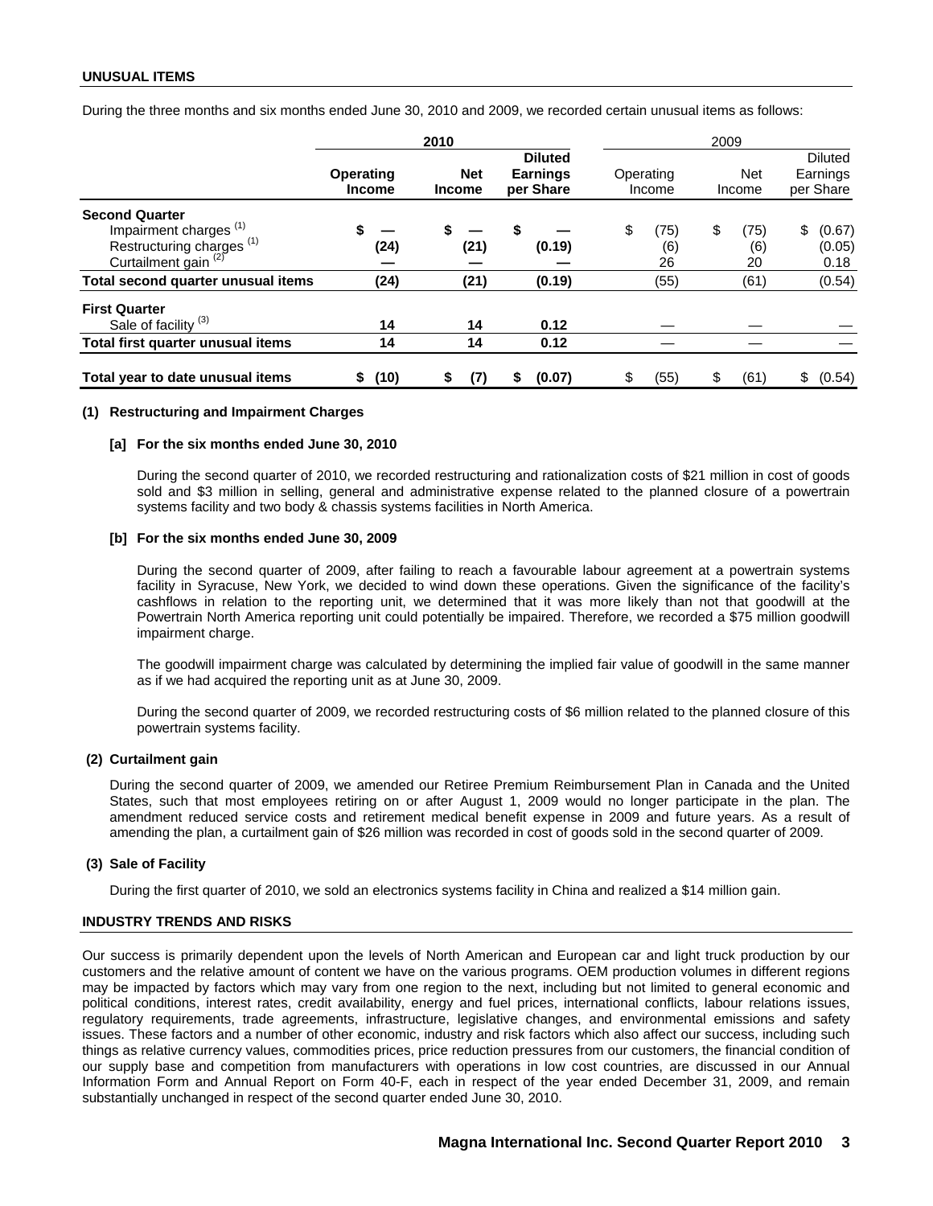## UNUSUAL ITEMS

During the three months and six months ended June 30, 2010 and 2009, we recorded certain unusual items as follows:

| | 2010 | | | 2009 | | |
|---|---|---|---|---|---|---|
| | **Operating Income** | **Net Income** | **Diluted Earnings per Share** | Operating Income | Net Income | Diluted Earnings per Share |
| **Second Quarter** | | | | | | |
| Impairment charges [(1)] | $ — | $ — | $ — | $ (75) | $ (75) | $ (0.67) |
| Restructuring charges [(1)] | (24) | (21) | (0.19) | (6) | (6) | (0.05) |
| Curtailment gain [(2)] | — | — | — | 26 | 20 | 0.18 |
| **Total second quarter unusual items** | (24) | (21) | (0.19) | (55) | (61) | (0.54) |
| **First Quarter** | | | | | | |
| Sale of facility [(3)] | 14 | 14 | 0.12 | — | — | — |
| **Total first quarter unusual items** | 14 | 14 | 0.12 | — | — | — |
| **Total year to date unusual items** | $ (10) | $ (7) | $ (0.07) | $ (55) | $ (61) | $ (0.54) |

**(1) Restructuring and Impairment Charges**

**[a] For the six months ended June 30, 2010**

During the second quarter of 2010, we recorded restructuring and rationalization costs of $21 million in cost of goods sold and $3 million in selling, general and administrative expense related to the planned closure of a powertrain systems facility and two body & chassis systems facilities in North America.

**[b] For the six months ended June 30, 2009**

During the second quarter of 2009, after failing to reach a favourable labour agreement at a powertrain systems facility in Syracuse, New York, we decided to wind down these operations. Given the significance of the facility's cashflows in relation to the reporting unit, we determined that it was more likely than not that goodwill at the Powertrain North America reporting unit could potentially be impaired. Therefore, we recorded a $75 million goodwill impairment charge.

The goodwill impairment charge was calculated by determining the implied fair value of goodwill in the same manner as if we had acquired the reporting unit as at June 30, 2009.

During the second quarter of 2009, we recorded restructuring costs of $6 million related to the planned closure of this powertrain systems facility.

**(2) Curtailment gain**

During the second quarter of 2009, we amended our Retiree Premium Reimbursement Plan in Canada and the United States, such that most employees retiring on or after August 1, 2009 would no longer participate in the plan. The amendment reduced service costs and retirement medical benefit expense in 2009 and future years. As a result of amending the plan, a curtailment gain of $26 million was recorded in cost of goods sold in the second quarter of 2009.

**(3) Sale of Facility**

During the first quarter of 2010, we sold an electronics systems facility in China and realized a $14 million gain.

## INDUSTRY TRENDS AND RISKS

Our success is primarily dependent upon the levels of North American and European car and light truck production by our customers and the relative amount of content we have on the various programs. OEM production volumes in different regions may be impacted by factors which may vary from one region to the next, including but not limited to general economic and political conditions, interest rates, credit availability, energy and fuel prices, international conflicts, labour relations issues, regulatory requirements, trade agreements, infrastructure, legislative changes, and environmental emissions and safety issues. These factors and a number of other economic, industry and risk factors which also affect our success, including such things as relative currency values, commodities prices, price reduction pressures from our customers, the financial condition of our supply base and competition from manufacturers with operations in low cost countries, are discussed in our Annual Information Form and Annual Report on Form 40-F, each in respect of the year ended December 31, 2009, and remain substantially unchanged in respect of the second quarter ended June 30, 2010.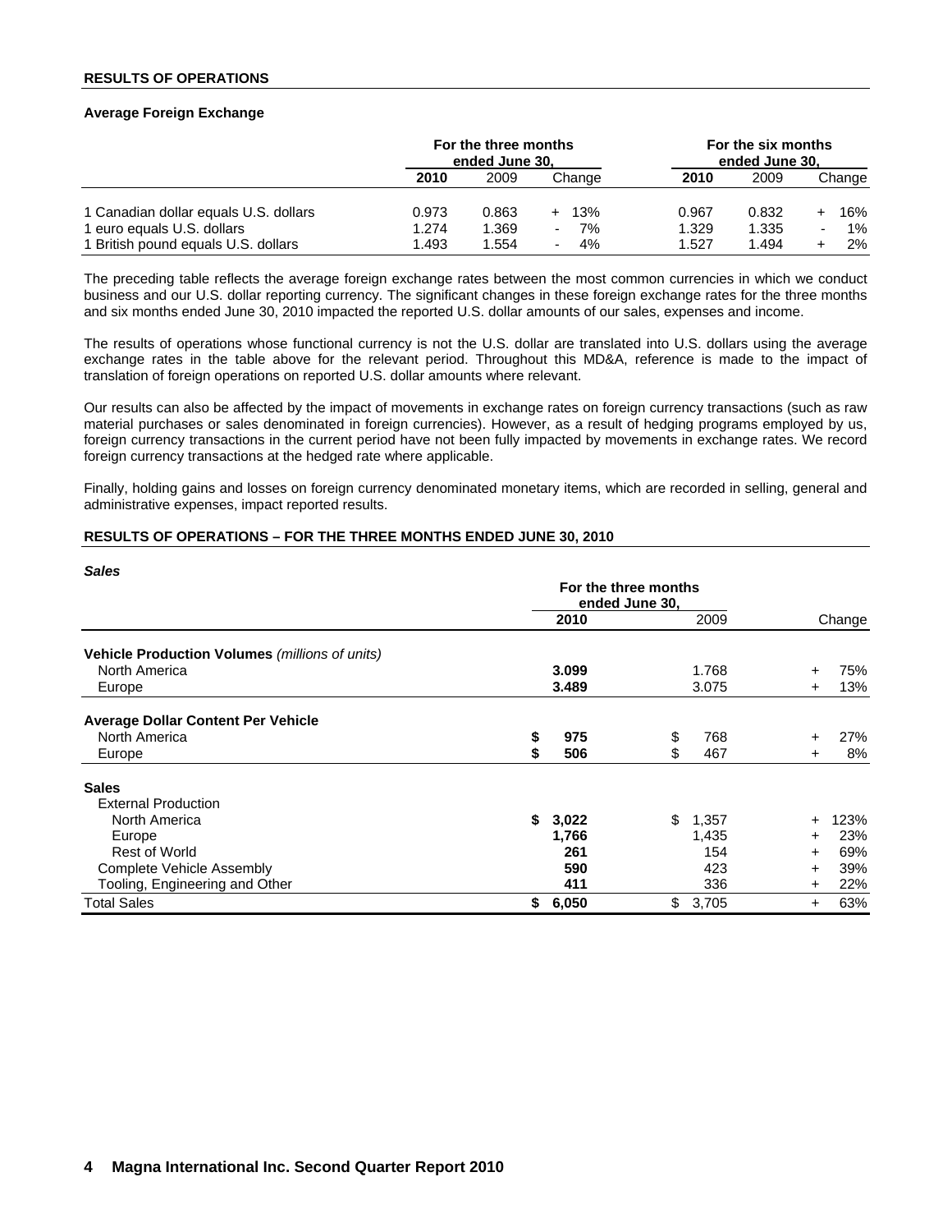## RESULTS OF OPERATIONS

### Average Foreign Exchange

| | For the three months ended June 30, | | | For the six months ended June 30, | | |
|---|---|---|---|---|---|---|
| | **2010** | 2009 | Change | **2010** | 2009 | Change |
| 1 Canadian dollar equals U.S. dollars | 0.973 | 0.863 | + 13% | 0.967 | 0.832 | + 16% |
| 1 euro equals U.S. dollars | 1.274 | 1.369 | - 7% | 1.329 | 1.335 | - 1% |
| 1 British pound equals U.S. dollars | 1.493 | 1.554 | - 4% | 1.527 | 1.494 | + 2% |

The preceding table reflects the average foreign exchange rates between the most common currencies in which we conduct business and our U.S. dollar reporting currency. The significant changes in these foreign exchange rates for the three months and six months ended June 30, 2010 impacted the reported U.S. dollar amounts of our sales, expenses and income.

The results of operations whose functional currency is not the U.S. dollar are translated into U.S. dollars using the average exchange rates in the table above for the relevant period. Throughout this MD&A, reference is made to the impact of translation of foreign operations on reported U.S. dollar amounts where relevant.

Our results can also be affected by the impact of movements in exchange rates on foreign currency transactions (such as raw material purchases or sales denominated in foreign currencies). However, as a result of hedging programs employed by us, foreign currency transactions in the current period have not been fully impacted by movements in exchange rates. We record foreign currency transactions at the hedged rate where applicable.

Finally, holding gains and losses on foreign currency denominated monetary items, which are recorded in selling, general and administrative expenses, impact reported results.

## RESULTS OF OPERATIONS – FOR THE THREE MONTHS ENDED JUNE 30, 2010

### *Sales*

| | For the three months ended June 30, | | |
|---|---|---|---|
| | **2010** | 2009 | Change |
| **Vehicle Production Volumes** *(millions of units)* | | | |
| North America | **3.099** | 1.768 | + 75% |
| Europe | **3.489** | 3.075 | + 13% |
| **Average Dollar Content Per Vehicle** | | | |
| North America | **$ 975** | $ 768 | + 27% |
| Europe | **$ 506** | $ 467 | + 8% |
| **Sales** | | | |
| External Production | | | |
| North America | **$ 3,022** | $ 1,357 | + 123% |
| Europe | **1,766** | 1,435 | + 23% |
| Rest of World | **261** | 154 | + 69% |
| Complete Vehicle Assembly | **590** | 423 | + 39% |
| Tooling, Engineering and Other | **411** | 336 | + 22% |
| Total Sales | **$ 6,050** | $ 3,705 | + 63% |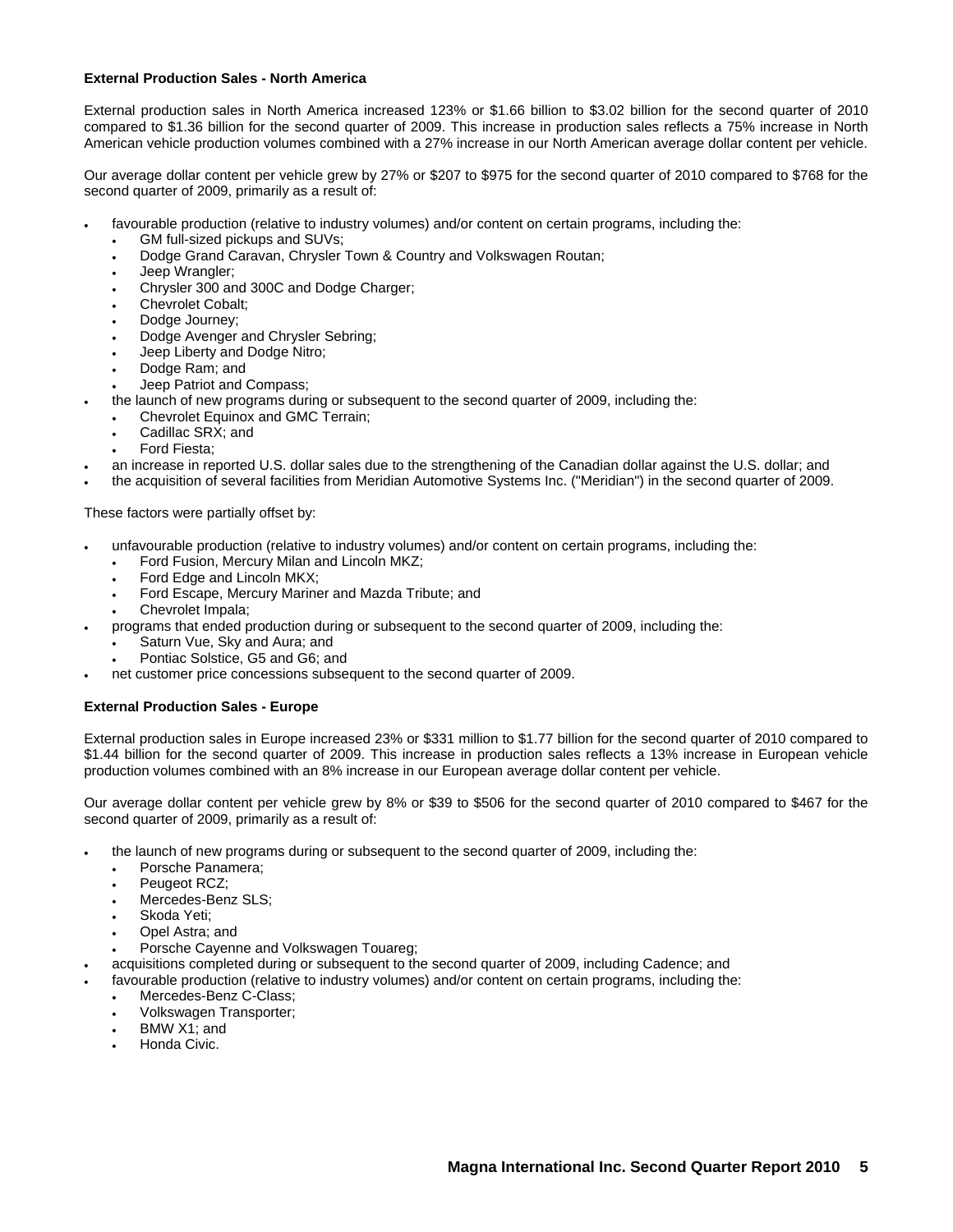**External Production Sales - North America**

External production sales in North America increased 123% or $1.66 billion to $3.02 billion for the second quarter of 2010 compared to $1.36 billion for the second quarter of 2009. This increase in production sales reflects a 75% increase in North American vehicle production volumes combined with a 27% increase in our North American average dollar content per vehicle.

Our average dollar content per vehicle grew by 27% or $207 to $975 for the second quarter of 2010 compared to $768 for the second quarter of 2009, primarily as a result of:

- favourable production (relative to industry volumes) and/or content on certain programs, including the:
  - GM full-sized pickups and SUVs;
  - Dodge Grand Caravan, Chrysler Town & Country and Volkswagen Routan;
  - Jeep Wrangler;
  - Chrysler 300 and 300C and Dodge Charger;
  - Chevrolet Cobalt;
  - Dodge Journey;
  - Dodge Avenger and Chrysler Sebring;
  - Jeep Liberty and Dodge Nitro;
  - Dodge Ram; and
  - Jeep Patriot and Compass;
- the launch of new programs during or subsequent to the second quarter of 2009, including the:
  - Chevrolet Equinox and GMC Terrain;
  - Cadillac SRX; and
  - Ford Fiesta;
- an increase in reported U.S. dollar sales due to the strengthening of the Canadian dollar against the U.S. dollar; and
- the acquisition of several facilities from Meridian Automotive Systems Inc. ("Meridian") in the second quarter of 2009.

These factors were partially offset by:

- unfavourable production (relative to industry volumes) and/or content on certain programs, including the:
  - Ford Fusion, Mercury Milan and Lincoln MKZ;
  - Ford Edge and Lincoln MKX;
  - Ford Escape, Mercury Mariner and Mazda Tribute; and
  - Chevrolet Impala;
- programs that ended production during or subsequent to the second quarter of 2009, including the:
  - Saturn Vue, Sky and Aura; and
  - Pontiac Solstice, G5 and G6; and
- net customer price concessions subsequent to the second quarter of 2009.

**External Production Sales - Europe**

External production sales in Europe increased 23% or $331 million to $1.77 billion for the second quarter of 2010 compared to $1.44 billion for the second quarter of 2009. This increase in production sales reflects a 13% increase in European vehicle production volumes combined with an 8% increase in our European average dollar content per vehicle.

Our average dollar content per vehicle grew by 8% or $39 to $506 for the second quarter of 2010 compared to $467 for the second quarter of 2009, primarily as a result of:

- the launch of new programs during or subsequent to the second quarter of 2009, including the:
  - Porsche Panamera;
  - Peugeot RCZ;
  - Mercedes-Benz SLS;
  - Skoda Yeti;
  - Opel Astra; and
  - Porsche Cayenne and Volkswagen Touareg;
- acquisitions completed during or subsequent to the second quarter of 2009, including Cadence; and
- favourable production (relative to industry volumes) and/or content on certain programs, including the:
  - Mercedes-Benz C-Class;
  - Volkswagen Transporter;
  - BMW X1; and
  - Honda Civic.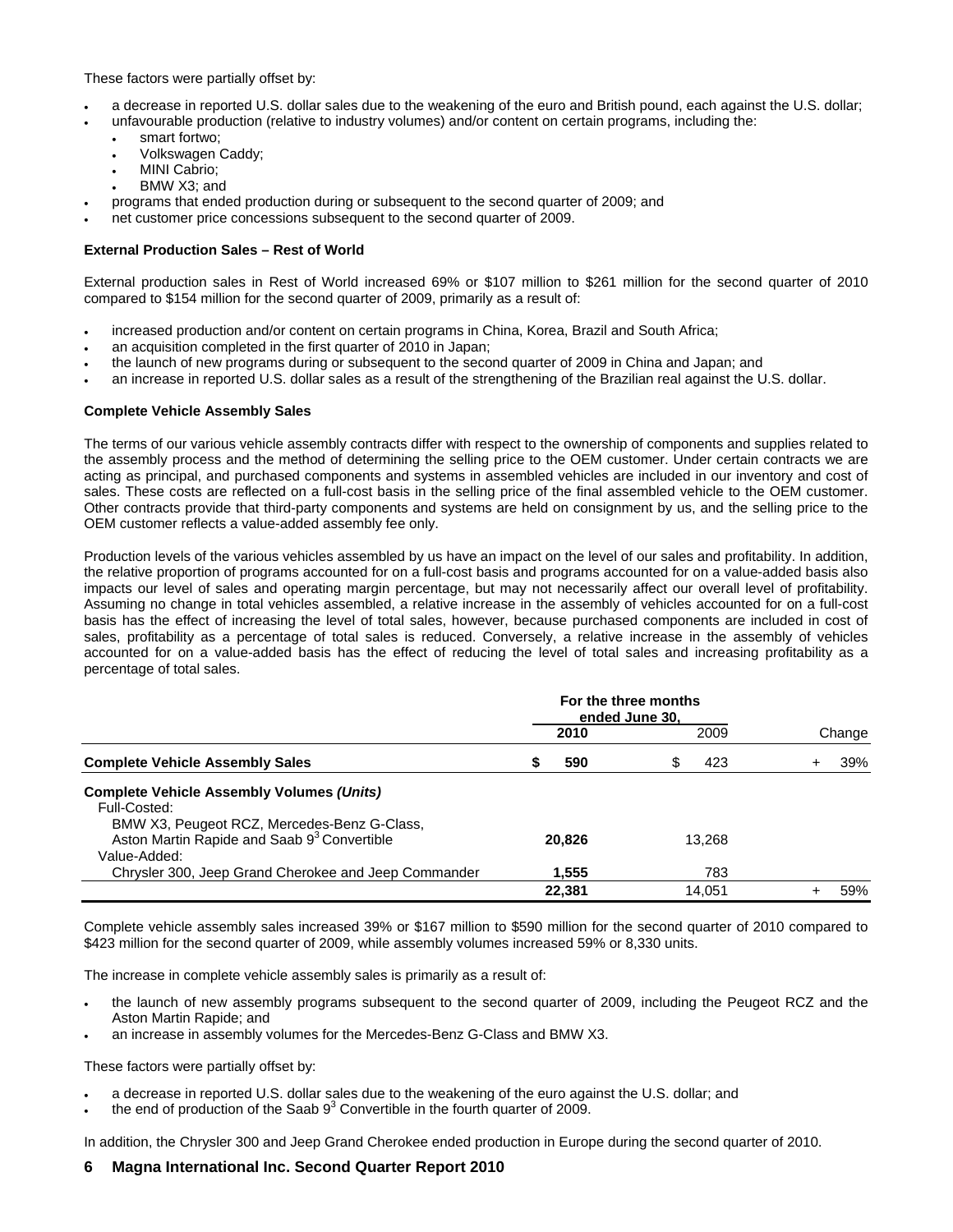These factors were partially offset by:

- a decrease in reported U.S. dollar sales due to the weakening of the euro and British pound, each against the U.S. dollar;
- unfavourable production (relative to industry volumes) and/or content on certain programs, including the:
  - smart fortwo;
  - Volkswagen Caddy;
  - MINI Cabrio;
  - BMW X3; and
- programs that ended production during or subsequent to the second quarter of 2009; and
- net customer price concessions subsequent to the second quarter of 2009.

**External Production Sales – Rest of World**

External production sales in Rest of World increased 69% or $107 million to $261 million for the second quarter of 2010 compared to $154 million for the second quarter of 2009, primarily as a result of:

- increased production and/or content on certain programs in China, Korea, Brazil and South Africa;
- an acquisition completed in the first quarter of 2010 in Japan;
- the launch of new programs during or subsequent to the second quarter of 2009 in China and Japan; and
- an increase in reported U.S. dollar sales as a result of the strengthening of the Brazilian real against the U.S. dollar.

**Complete Vehicle Assembly Sales**

The terms of our various vehicle assembly contracts differ with respect to the ownership of components and supplies related to the assembly process and the method of determining the selling price to the OEM customer. Under certain contracts we are acting as principal, and purchased components and systems in assembled vehicles are included in our inventory and cost of sales. These costs are reflected on a full-cost basis in the selling price of the final assembled vehicle to the OEM customer. Other contracts provide that third-party components and systems are held on consignment by us, and the selling price to the OEM customer reflects a value-added assembly fee only.

Production levels of the various vehicles assembled by us have an impact on the level of our sales and profitability. In addition, the relative proportion of programs accounted for on a full-cost basis and programs accounted for on a value-added basis also impacts our level of sales and operating margin percentage, but may not necessarily affect our overall level of profitability. Assuming no change in total vehicles assembled, a relative increase in the assembly of vehicles accounted for on a full-cost basis has the effect of increasing the level of total sales, however, because purchased components are included in cost of sales, profitability as a percentage of total sales is reduced. Conversely, a relative increase in the assembly of vehicles accounted for on a value-added basis has the effect of reducing the level of total sales and increasing profitability as a percentage of total sales.

| | For the three months ended June 30, | | |
|---|---|---|---|
| | **2010** | 2009 | Change |
| **Complete Vehicle Assembly Sales** | **$ 590** | $ 423 | + 39% |
| **Complete Vehicle Assembly Volumes *(Units)*** | | | |
| Full-Costed: | | | |
| BMW X3, Peugeot RCZ, Mercedes-Benz G-Class, Aston Martin Rapide and Saab 9[3] Convertible | **20,826** | 13,268 | |
| Value-Added: | | | |
| Chrysler 300, Jeep Grand Cherokee and Jeep Commander | **1,555** | 783 | |
| | **22,381** | 14,051 | + 59% |

Complete vehicle assembly sales increased 39% or $167 million to $590 million for the second quarter of 2010 compared to $423 million for the second quarter of 2009, while assembly volumes increased 59% or 8,330 units.

The increase in complete vehicle assembly sales is primarily as a result of:

- the launch of new assembly programs subsequent to the second quarter of 2009, including the Peugeot RCZ and the Aston Martin Rapide; and
- an increase in assembly volumes for the Mercedes-Benz G-Class and BMW X3.

These factors were partially offset by:

- a decrease in reported U.S. dollar sales due to the weakening of the euro against the U.S. dollar; and
- the end of production of the Saab 9[3] Convertible in the fourth quarter of 2009.

In addition, the Chrysler 300 and Jeep Grand Cherokee ended production in Europe during the second quarter of 2010.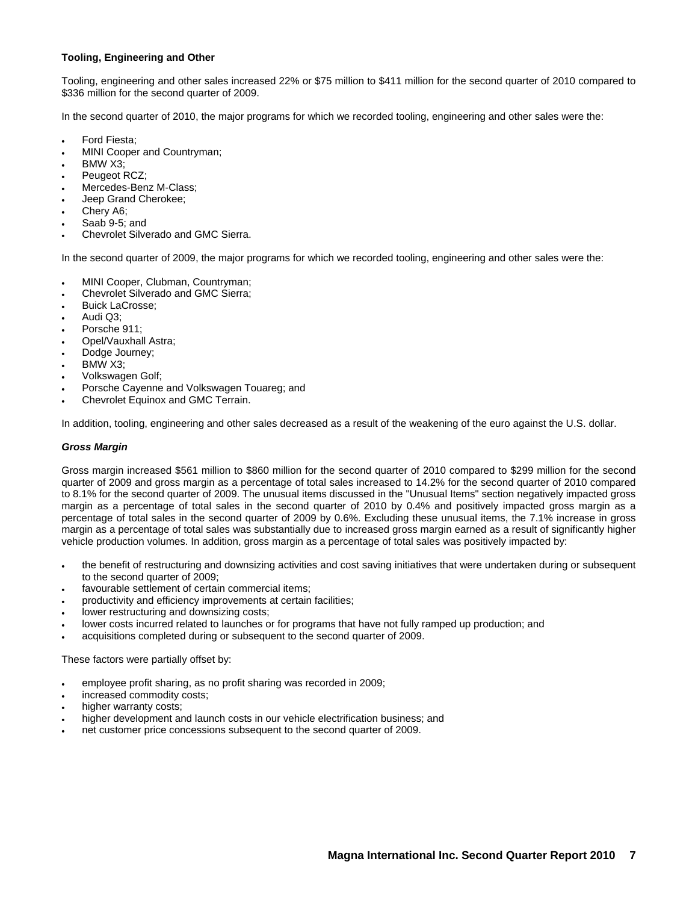**Tooling, Engineering and Other**

Tooling, engineering and other sales increased 22% or $75 million to $411 million for the second quarter of 2010 compared to $336 million for the second quarter of 2009.

In the second quarter of 2010, the major programs for which we recorded tooling, engineering and other sales were the:

- Ford Fiesta;
- MINI Cooper and Countryman;
- BMW X3;
- Peugeot RCZ;
- Mercedes-Benz M-Class;
- Jeep Grand Cherokee;
- Chery A6;
- Saab 9-5; and
- Chevrolet Silverado and GMC Sierra.

In the second quarter of 2009, the major programs for which we recorded tooling, engineering and other sales were the:

- MINI Cooper, Clubman, Countryman;
- Chevrolet Silverado and GMC Sierra;
- Buick LaCrosse;
- Audi Q3;
- Porsche 911;
- Opel/Vauxhall Astra;
- Dodge Journey;
- BMW X3;
- Volkswagen Golf;
- Porsche Cayenne and Volkswagen Touareg; and
- Chevrolet Equinox and GMC Terrain.

In addition, tooling, engineering and other sales decreased as a result of the weakening of the euro against the U.S. dollar.

***Gross Margin***

Gross margin increased $561 million to $860 million for the second quarter of 2010 compared to $299 million for the second quarter of 2009 and gross margin as a percentage of total sales increased to 14.2% for the second quarter of 2010 compared to 8.1% for the second quarter of 2009. The unusual items discussed in the "Unusual Items" section negatively impacted gross margin as a percentage of total sales in the second quarter of 2010 by 0.4% and positively impacted gross margin as a percentage of total sales in the second quarter of 2009 by 0.6%. Excluding these unusual items, the 7.1% increase in gross margin as a percentage of total sales was substantially due to increased gross margin earned as a result of significantly higher vehicle production volumes. In addition, gross margin as a percentage of total sales was positively impacted by:

- the benefit of restructuring and downsizing activities and cost saving initiatives that were undertaken during or subsequent to the second quarter of 2009;
- favourable settlement of certain commercial items;
- productivity and efficiency improvements at certain facilities;
- lower restructuring and downsizing costs;
- lower costs incurred related to launches or for programs that have not fully ramped up production; and
- acquisitions completed during or subsequent to the second quarter of 2009.

These factors were partially offset by:

- employee profit sharing, as no profit sharing was recorded in 2009;
- increased commodity costs;
- higher warranty costs;
- higher development and launch costs in our vehicle electrification business; and
- net customer price concessions subsequent to the second quarter of 2009.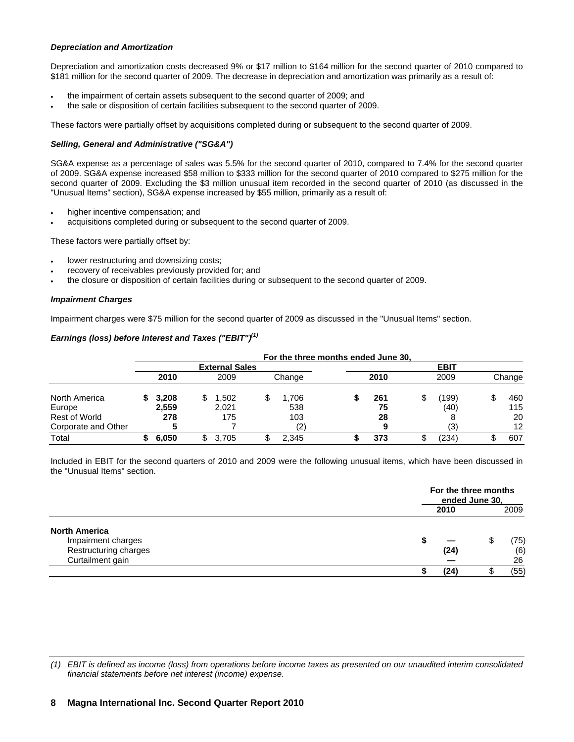***Depreciation and Amortization***

Depreciation and amortization costs decreased 9% or $17 million to $164 million for the second quarter of 2010 compared to $181 million for the second quarter of 2009. The decrease in depreciation and amortization was primarily as a result of:

- the impairment of certain assets subsequent to the second quarter of 2009; and
- the sale or disposition of certain facilities subsequent to the second quarter of 2009.

These factors were partially offset by acquisitions completed during or subsequent to the second quarter of 2009.

***Selling, General and Administrative ("SG&A")***

SG&A expense as a percentage of sales was 5.5% for the second quarter of 2010, compared to 7.4% for the second quarter of 2009. SG&A expense increased $58 million to $333 million for the second quarter of 2010 compared to $275 million for the second quarter of 2009. Excluding the $3 million unusual item recorded in the second quarter of 2010 (as discussed in the "Unusual Items" section), SG&A expense increased by $55 million, primarily as a result of:

- higher incentive compensation; and
- acquisitions completed during or subsequent to the second quarter of 2009.

These factors were partially offset by:

- lower restructuring and downsizing costs;
- recovery of receivables previously provided for; and
- the closure or disposition of certain facilities during or subsequent to the second quarter of 2009.

***Impairment Charges***

Impairment charges were $75 million for the second quarter of 2009 as discussed in the "Unusual Items" section.

***Earnings (loss) before Interest and Taxes ("EBIT")[(1)]***

| | For the three months ended June 30, | | | | | |
|---|---|---|---|---|---|---|
| | External Sales | | | EBIT | | |
| | **2010** | 2009 | Change | **2010** | 2009 | Change |
| North America | **$ 3,208** | $ 1,502 | $ 1,706 | **$ 261** | $ (199) | $ 460 |
| Europe | **2,559** | 2,021 | 538 | **75** | (40) | 115 |
| Rest of World | **278** | 175 | 103 | **28** | 8 | 20 |
| Corporate and Other | **5** | 7 | (2) | **9** | (3) | 12 |
| Total | **$ 6,050** | $ 3,705 | $ 2,345 | **$ 373** | $ (234) | $ 607 |

Included in EBIT for the second quarters of 2010 and 2009 were the following unusual items, which have been discussed in the "Unusual Items" section.

| | For the three months ended June 30, | |
|---|---|---|
| | **2010** | 2009 |
| **North America** | | |
| Impairment charges | **$ —** | $ (75) |
| Restructuring charges | **(24)** | (6) |
| Curtailment gain | **—** | 26 |
| | **$ (24)** | $ (55) |

*(1) EBIT is defined as income (loss) from operations before income taxes as presented on our unaudited interim consolidated financial statements before net interest (income) expense.*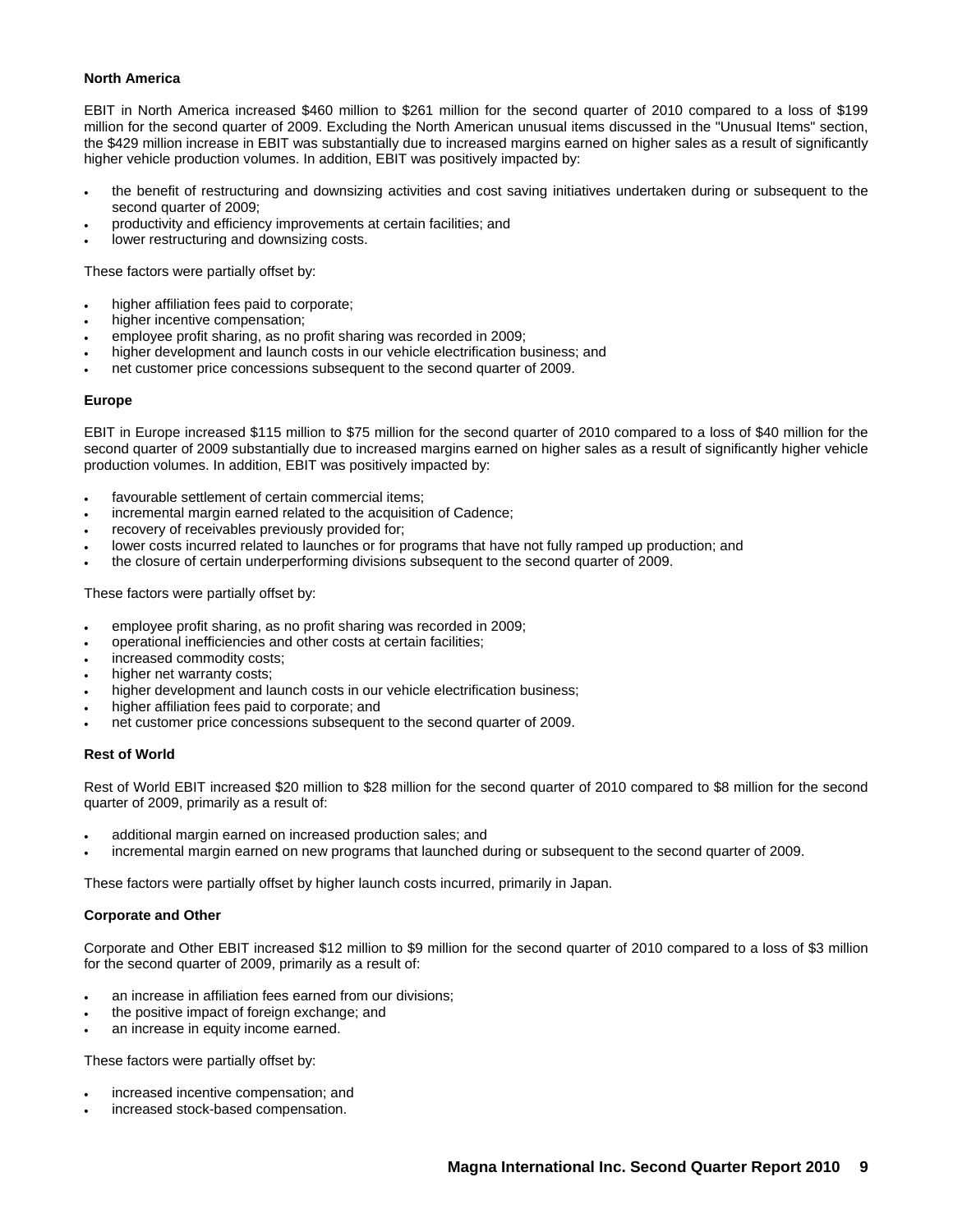**North America**

EBIT in North America increased $460 million to $261 million for the second quarter of 2010 compared to a loss of $199 million for the second quarter of 2009. Excluding the North American unusual items discussed in the "Unusual Items" section, the $429 million increase in EBIT was substantially due to increased margins earned on higher sales as a result of significantly higher vehicle production volumes. In addition, EBIT was positively impacted by:

- the benefit of restructuring and downsizing activities and cost saving initiatives undertaken during or subsequent to the second quarter of 2009;
- productivity and efficiency improvements at certain facilities; and
- lower restructuring and downsizing costs.

These factors were partially offset by:

- higher affiliation fees paid to corporate;
- higher incentive compensation;
- employee profit sharing, as no profit sharing was recorded in 2009;
- higher development and launch costs in our vehicle electrification business; and
- net customer price concessions subsequent to the second quarter of 2009.

**Europe**

EBIT in Europe increased $115 million to $75 million for the second quarter of 2010 compared to a loss of $40 million for the second quarter of 2009 substantially due to increased margins earned on higher sales as a result of significantly higher vehicle production volumes. In addition, EBIT was positively impacted by:

- favourable settlement of certain commercial items;
- incremental margin earned related to the acquisition of Cadence;
- recovery of receivables previously provided for;
- lower costs incurred related to launches or for programs that have not fully ramped up production; and
- the closure of certain underperforming divisions subsequent to the second quarter of 2009.

These factors were partially offset by:

- employee profit sharing, as no profit sharing was recorded in 2009;
- operational inefficiencies and other costs at certain facilities;
- increased commodity costs;
- higher net warranty costs;
- higher development and launch costs in our vehicle electrification business;
- higher affiliation fees paid to corporate; and
- net customer price concessions subsequent to the second quarter of 2009.

**Rest of World**

Rest of World EBIT increased $20 million to $28 million for the second quarter of 2010 compared to $8 million for the second quarter of 2009, primarily as a result of:

- additional margin earned on increased production sales; and
- incremental margin earned on new programs that launched during or subsequent to the second quarter of 2009.

These factors were partially offset by higher launch costs incurred, primarily in Japan.

**Corporate and Other**

Corporate and Other EBIT increased $12 million to $9 million for the second quarter of 2010 compared to a loss of $3 million for the second quarter of 2009, primarily as a result of:

- an increase in affiliation fees earned from our divisions;
- the positive impact of foreign exchange; and
- an increase in equity income earned.

These factors were partially offset by:

- increased incentive compensation; and
- increased stock-based compensation.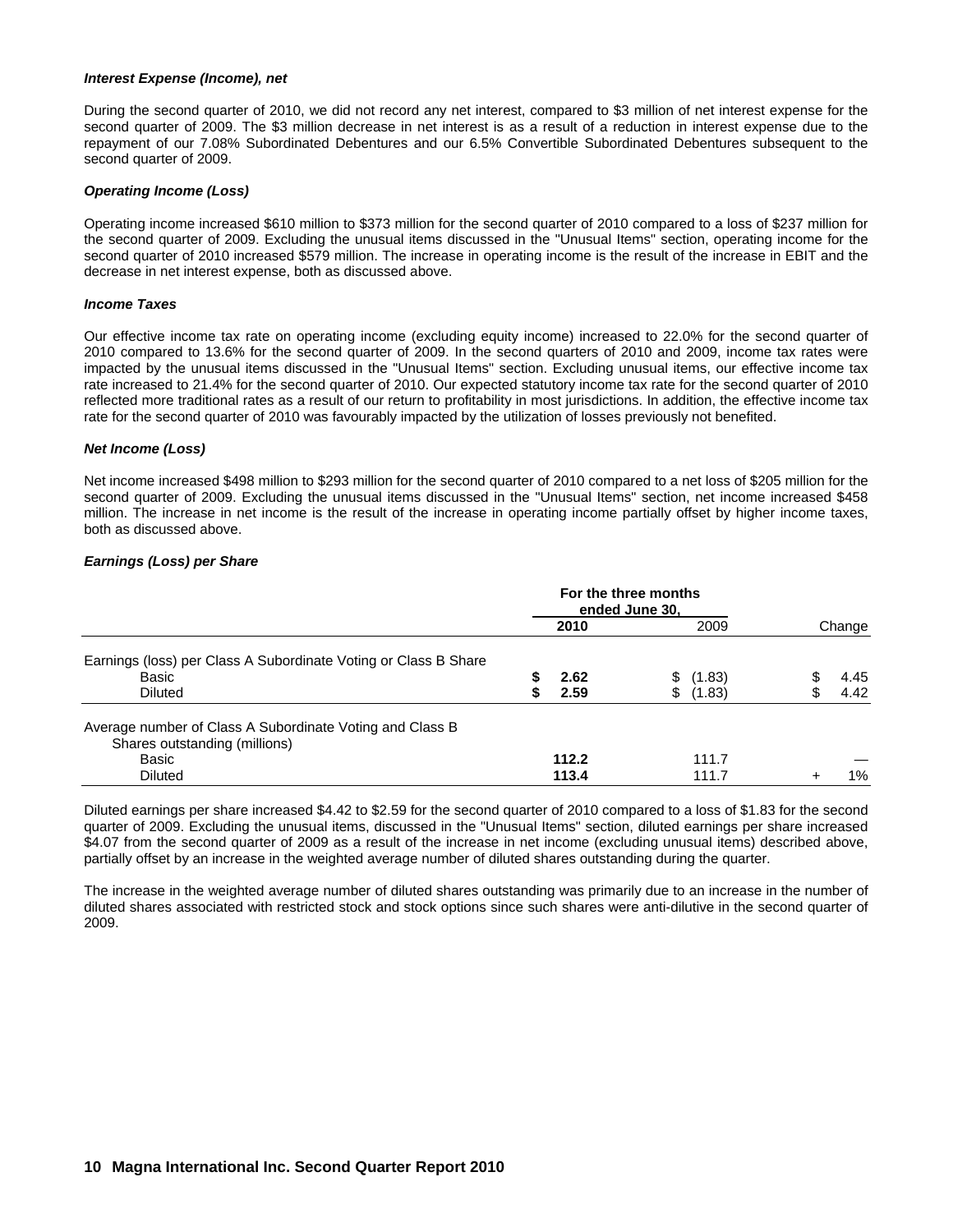***Interest Expense (Income), net***

During the second quarter of 2010, we did not record any net interest, compared to $3 million of net interest expense for the second quarter of 2009. The $3 million decrease in net interest is as a result of a reduction in interest expense due to the repayment of our 7.08% Subordinated Debentures and our 6.5% Convertible Subordinated Debentures subsequent to the second quarter of 2009.

***Operating Income (Loss)***

Operating income increased $610 million to $373 million for the second quarter of 2010 compared to a loss of $237 million for the second quarter of 2009. Excluding the unusual items discussed in the "Unusual Items" section, operating income for the second quarter of 2010 increased $579 million. The increase in operating income is the result of the increase in EBIT and the decrease in net interest expense, both as discussed above.

***Income Taxes***

Our effective income tax rate on operating income (excluding equity income) increased to 22.0% for the second quarter of 2010 compared to 13.6% for the second quarter of 2009. In the second quarters of 2010 and 2009, income tax rates were impacted by the unusual items discussed in the "Unusual Items" section. Excluding unusual items, our effective income tax rate increased to 21.4% for the second quarter of 2010. Our expected statutory income tax rate for the second quarter of 2010 reflected more traditional rates as a result of our return to profitability in most jurisdictions. In addition, the effective income tax rate for the second quarter of 2010 was favourably impacted by the utilization of losses previously not benefited.

***Net Income (Loss)***

Net income increased $498 million to $293 million for the second quarter of 2010 compared to a net loss of $205 million for the second quarter of 2009. Excluding the unusual items discussed in the "Unusual Items" section, net income increased $458 million. The increase in net income is the result of the increase in operating income partially offset by higher income taxes, both as discussed above.

***Earnings (Loss) per Share***

| | For the three months ended June 30, | | |
|---|---|---|---|
| | **2010** | 2009 | Change |
| Earnings (loss) per Class A Subordinate Voting or Class B Share | | | |
| Basic | **$ 2.62** | $ (1.83) | $ 4.45 |
| Diluted | **$ 2.59** | $ (1.83) | $ 4.42 |
| Average number of Class A Subordinate Voting and Class B Shares outstanding (millions) | | | |
| Basic | **112.2** | 111.7 | — |
| Diluted | **113.4** | 111.7 | + 1% |

Diluted earnings per share increased $4.42 to $2.59 for the second quarter of 2010 compared to a loss of $1.83 for the second quarter of 2009. Excluding the unusual items, discussed in the "Unusual Items" section, diluted earnings per share increased $4.07 from the second quarter of 2009 as a result of the increase in net income (excluding unusual items) described above, partially offset by an increase in the weighted average number of diluted shares outstanding during the quarter.

The increase in the weighted average number of diluted shares outstanding was primarily due to an increase in the number of diluted shares associated with restricted stock and stock options since such shares were anti-dilutive in the second quarter of 2009.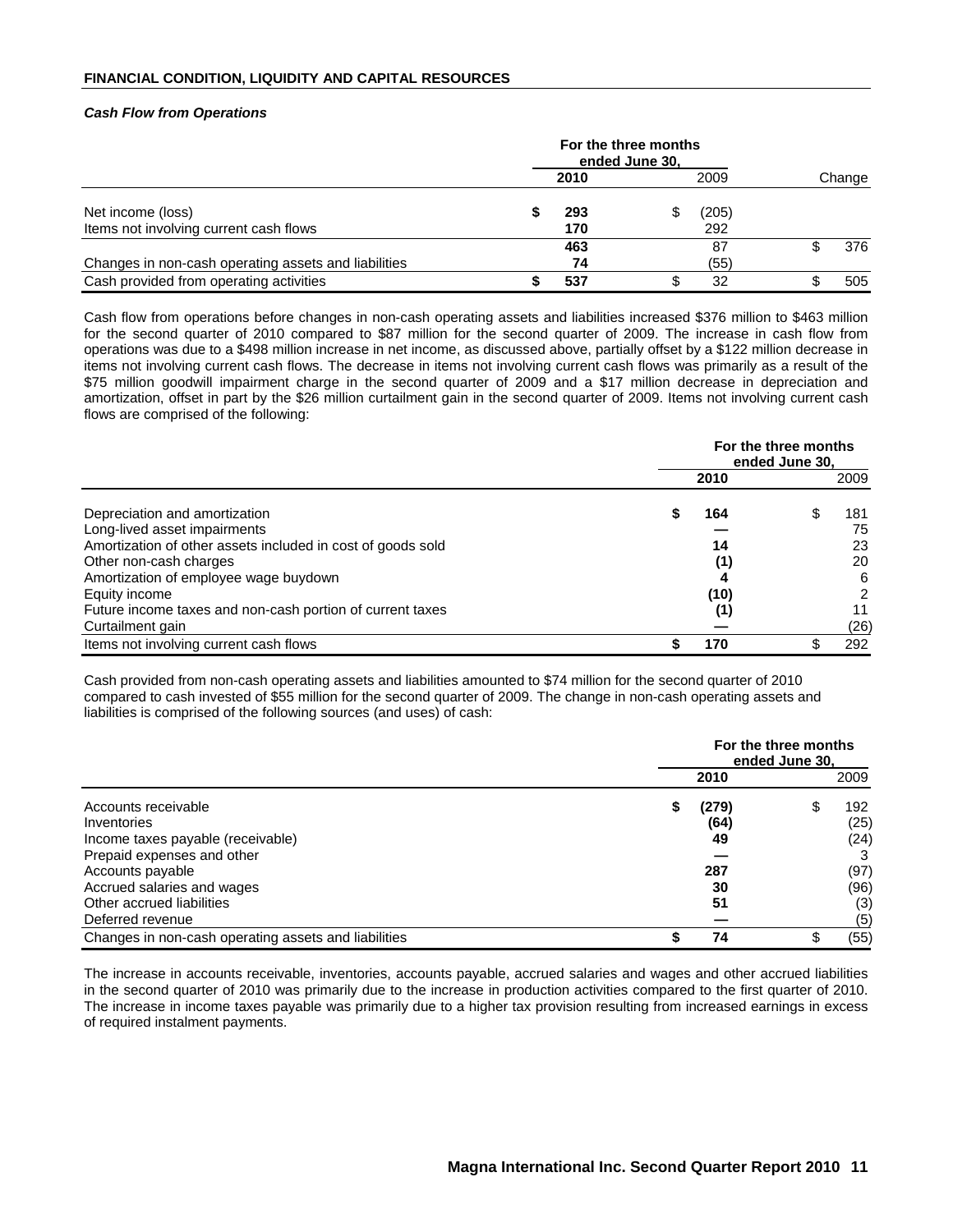**FINANCIAL CONDITION, LIQUIDITY AND CAPITAL RESOURCES**

***Cash Flow from Operations***

| | For the three months ended June 30, | | |
|---|---|---|---|
| | **2010** | 2009 | Change |
| Net income (loss) | **$ 293** | $ (205) | |
| Items not involving current cash flows | **170** | 292 | |
| | **463** | 87 | $ 376 |
| Changes in non-cash operating assets and liabilities | **74** | (55) | |
| Cash provided from operating activities | **$ 537** | $ 32 | $ 505 |

Cash flow from operations before changes in non-cash operating assets and liabilities increased $376 million to $463 million for the second quarter of 2010 compared to $87 million for the second quarter of 2009. The increase in cash flow from operations was due to a $498 million increase in net income, as discussed above, partially offset by a $122 million decrease in items not involving current cash flows. The decrease in items not involving current cash flows was primarily as a result of the $75 million goodwill impairment charge in the second quarter of 2009 and a $17 million decrease in depreciation and amortization, offset in part by the $26 million curtailment gain in the second quarter of 2009. Items not involving current cash flows are comprised of the following:

| | For the three months ended June 30, | |
|---|---|---|
| | **2010** | 2009 |
| Depreciation and amortization | **$ 164** | $ 181 |
| Long-lived asset impairments | **—** | 75 |
| Amortization of other assets included in cost of goods sold | **14** | 23 |
| Other non-cash charges | **(1)** | 20 |
| Amortization of employee wage buydown | **4** | 6 |
| Equity income | **(10)** | 2 |
| Future income taxes and non-cash portion of current taxes | **(1)** | 11 |
| Curtailment gain | **—** | (26) |
| Items not involving current cash flows | **$ 170** | $ 292 |

Cash provided from non-cash operating assets and liabilities amounted to $74 million for the second quarter of 2010 compared to cash invested of $55 million for the second quarter of 2009. The change in non-cash operating assets and liabilities is comprised of the following sources (and uses) of cash:

| | For the three months ended June 30, | |
|---|---|---|
| | **2010** | 2009 |
| Accounts receivable | **$ (279)** | $ 192 |
| Inventories | **(64)** | (25) |
| Income taxes payable (receivable) | **49** | (24) |
| Prepaid expenses and other | **—** | 3 |
| Accounts payable | **287** | (97) |
| Accrued salaries and wages | **30** | (96) |
| Other accrued liabilities | **51** | (3) |
| Deferred revenue | **—** | (5) |
| Changes in non-cash operating assets and liabilities | **$ 74** | $ (55) |

The increase in accounts receivable, inventories, accounts payable, accrued salaries and wages and other accrued liabilities in the second quarter of 2010 was primarily due to the increase in production activities compared to the first quarter of 2010. The increase in income taxes payable was primarily due to a higher tax provision resulting from increased earnings in excess of required instalment payments.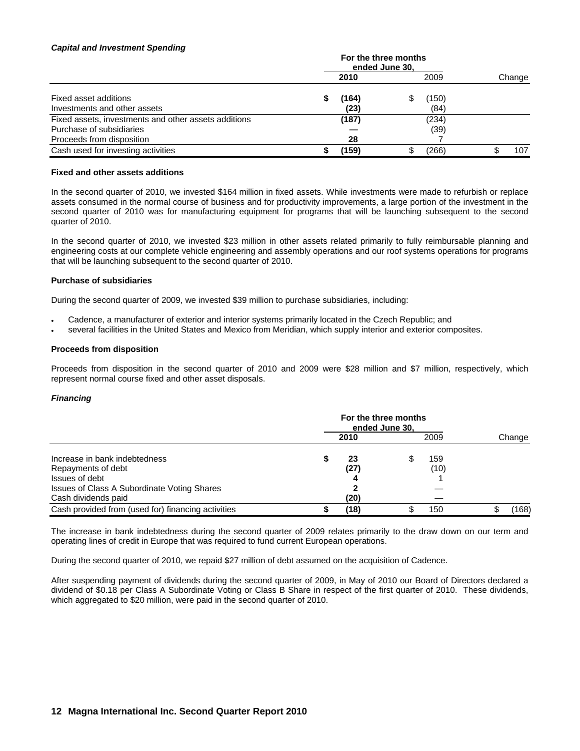***Capital and Investment Spending***

| | For the three months ended June 30, | | |
|---|---|---|---|
| | **2010** | 2009 | Change |
| Fixed asset additions | **$ (164)** | $ (150) | |
| Investments and other assets | **(23)** | (84) | |
| Fixed assets, investments and other assets additions | **(187)** | (234) | |
| Purchase of subsidiaries | **—** | (39) | |
| Proceeds from disposition | **28** | 7 | |
| Cash used for investing activities | **$ (159)** | $ (266) | $ 107 |

**Fixed and other assets additions**

In the second quarter of 2010, we invested $164 million in fixed assets. While investments were made to refurbish or replace assets consumed in the normal course of business and for productivity improvements, a large portion of the investment in the second quarter of 2010 was for manufacturing equipment for programs that will be launching subsequent to the second quarter of 2010.

In the second quarter of 2010, we invested $23 million in other assets related primarily to fully reimbursable planning and engineering costs at our complete vehicle engineering and assembly operations and our roof systems operations for programs that will be launching subsequent to the second quarter of 2010.

**Purchase of subsidiaries**

During the second quarter of 2009, we invested $39 million to purchase subsidiaries, including:

- Cadence, a manufacturer of exterior and interior systems primarily located in the Czech Republic; and
- several facilities in the United States and Mexico from Meridian, which supply interior and exterior composites.

**Proceeds from disposition**

Proceeds from disposition in the second quarter of 2010 and 2009 were $28 million and $7 million, respectively, which represent normal course fixed and other asset disposals.

***Financing***

| | For the three months ended June 30, | | |
|---|---|---|---|
| | **2010** | 2009 | Change |
| Increase in bank indebtedness | **$ 23** | $ 159 | |
| Repayments of debt | **(27)** | (10) | |
| Issues of debt | **4** | 1 | |
| Issues of Class A Subordinate Voting Shares | **2** | — | |
| Cash dividends paid | **(20)** | — | |
| Cash provided from (used for) financing activities | **$ (18)** | $ 150 | $ (168) |

The increase in bank indebtedness during the second quarter of 2009 relates primarily to the draw down on our term and operating lines of credit in Europe that was required to fund current European operations.

During the second quarter of 2010, we repaid $27 million of debt assumed on the acquisition of Cadence.

After suspending payment of dividends during the second quarter of 2009, in May of 2010 our Board of Directors declared a dividend of $0.18 per Class A Subordinate Voting or Class B Share in respect of the first quarter of 2010. These dividends, which aggregated to $20 million, were paid in the second quarter of 2010.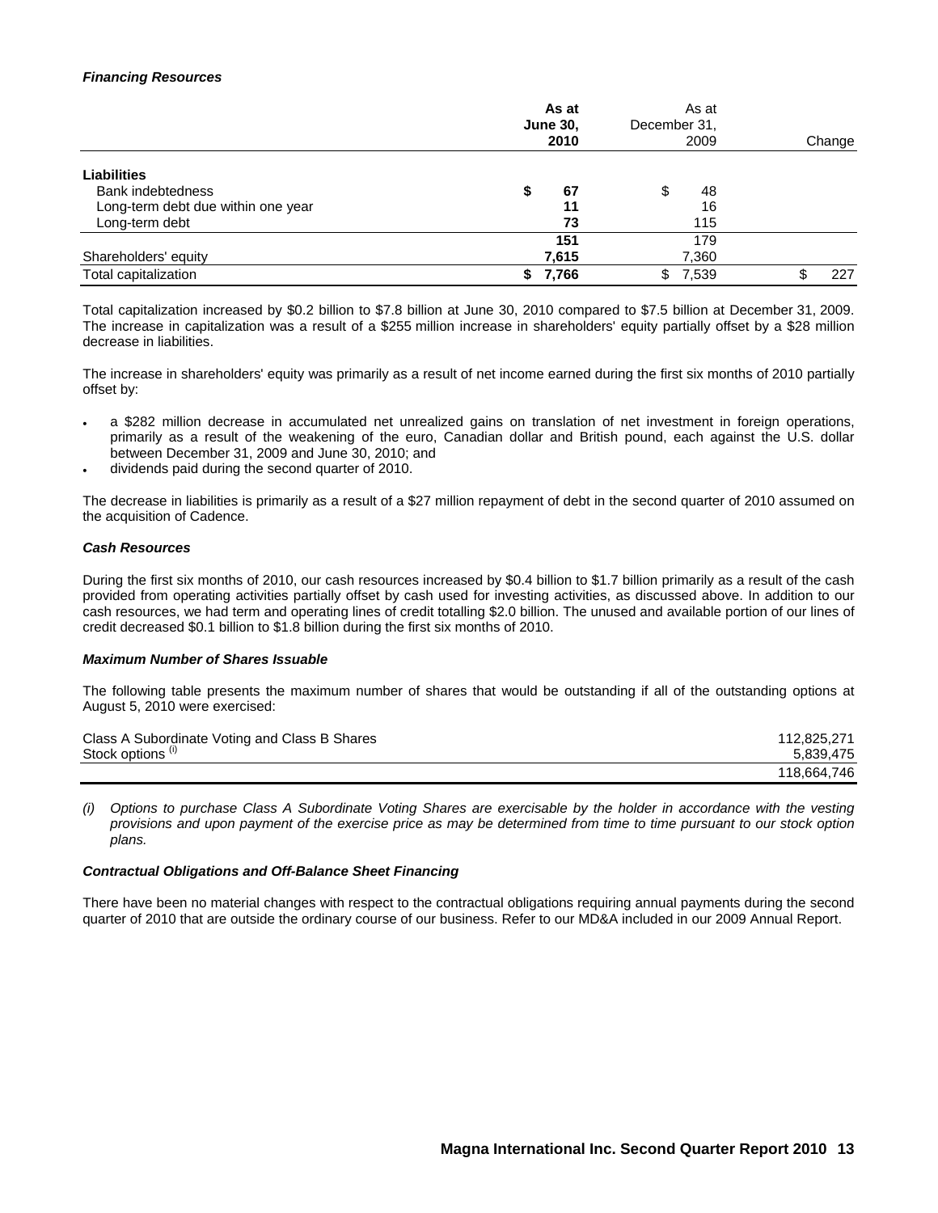***Financing Resources***

| | As at June 30, 2010 | As at December 31, 2009 | Change |
|---|---|---|---|
| **Liabilities** | | | |
| Bank indebtedness | $ 67 | $ 48 | |
| Long-term debt due within one year | 11 | 16 | |
| Long-term debt | 73 | 115 | |
| | 151 | 179 | |
| Shareholders' equity | 7,615 | 7,360 | |
| Total capitalization | $ 7,766 | $ 7,539 | $ 227 |

Total capitalization increased by $0.2 billion to $7.8 billion at June 30, 2010 compared to $7.5 billion at December 31, 2009. The increase in capitalization was a result of a $255 million increase in shareholders' equity partially offset by a $28 million decrease in liabilities.

The increase in shareholders' equity was primarily as a result of net income earned during the first six months of 2010 partially offset by:

- a $282 million decrease in accumulated net unrealized gains on translation of net investment in foreign operations, primarily as a result of the weakening of the euro, Canadian dollar and British pound, each against the U.S. dollar between December 31, 2009 and June 30, 2010; and
- dividends paid during the second quarter of 2010.

The decrease in liabilities is primarily as a result of a $27 million repayment of debt in the second quarter of 2010 assumed on the acquisition of Cadence.

***Cash Resources***

During the first six months of 2010, our cash resources increased by $0.4 billion to $1.7 billion primarily as a result of the cash provided from operating activities partially offset by cash used for investing activities, as discussed above. In addition to our cash resources, we had term and operating lines of credit totalling $2.0 billion. The unused and available portion of our lines of credit decreased $0.1 billion to $1.8 billion during the first six months of 2010.

***Maximum Number of Shares Issuable***

The following table presents the maximum number of shares that would be outstanding if all of the outstanding options at August 5, 2010 were exercised:

| | |
|---|---|
| Class A Subordinate Voting and Class B Shares | 112,825,271 |
| Stock options [(i)] | 5,839,475 |
| | 118,664,746 |

*(i) Options to purchase Class A Subordinate Voting Shares are exercisable by the holder in accordance with the vesting provisions and upon payment of the exercise price as may be determined from time to time pursuant to our stock option plans.*

***Contractual Obligations and Off-Balance Sheet Financing***

There have been no material changes with respect to the contractual obligations requiring annual payments during the second quarter of 2010 that are outside the ordinary course of our business. Refer to our MD&A included in our 2009 Annual Report.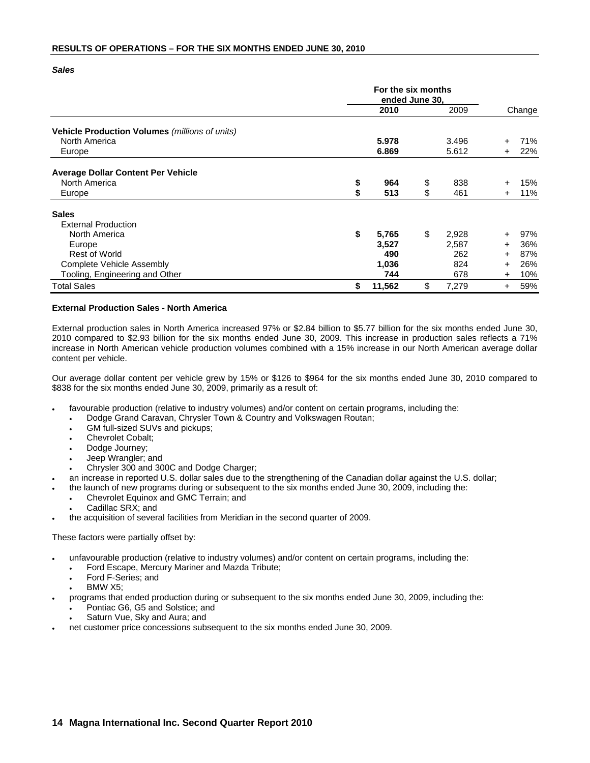## RESULTS OF OPERATIONS – FOR THE SIX MONTHS ENDED JUNE 30, 2010

***Sales***

| | For the six months ended June 30, | | |
|---|---|---|---|
| | **2010** | 2009 | Change |
| **Vehicle Production Volumes** *(millions of units)* | | | |
| North America | **5.978** | 3.496 | + 71% |
| Europe | **6.869** | 5.612 | + 22% |
| **Average Dollar Content Per Vehicle** | | | |
| North America | **$ 964** | $ 838 | + 15% |
| Europe | **$ 513** | $ 461 | + 11% |
| **Sales** | | | |
| External Production | | | |
| North America | **$ 5,765** | $ 2,928 | + 97% |
| Europe | **3,527** | 2,587 | + 36% |
| Rest of World | **490** | 262 | + 87% |
| Complete Vehicle Assembly | **1,036** | 824 | + 26% |
| Tooling, Engineering and Other | **744** | 678 | + 10% |
| Total Sales | **$ 11,562** | $ 7,279 | + 59% |

**External Production Sales - North America**

External production sales in North America increased 97% or $2.84 billion to $5.77 billion for the six months ended June 30, 2010 compared to $2.93 billion for the six months ended June 30, 2009. This increase in production sales reflects a 71% increase in North American vehicle production volumes combined with a 15% increase in our North American average dollar content per vehicle.

Our average dollar content per vehicle grew by 15% or $126 to $964 for the six months ended June 30, 2010 compared to $838 for the six months ended June 30, 2009, primarily as a result of:

- favourable production (relative to industry volumes) and/or content on certain programs, including the:
  - Dodge Grand Caravan, Chrysler Town & Country and Volkswagen Routan;
  - GM full-sized SUVs and pickups;
  - Chevrolet Cobalt;
  - Dodge Journey;
  - Jeep Wrangler; and
  - Chrysler 300 and 300C and Dodge Charger;
- an increase in reported U.S. dollar sales due to the strengthening of the Canadian dollar against the U.S. dollar;
- the launch of new programs during or subsequent to the six months ended June 30, 2009, including the:
  - Chevrolet Equinox and GMC Terrain; and
  - Cadillac SRX; and
- the acquisition of several facilities from Meridian in the second quarter of 2009.

These factors were partially offset by:

- unfavourable production (relative to industry volumes) and/or content on certain programs, including the:
  - Ford Escape, Mercury Mariner and Mazda Tribute;
  - Ford F-Series; and
  - BMW X5;
- programs that ended production during or subsequent to the six months ended June 30, 2009, including the:
  - Pontiac G6, G5 and Solstice; and
  - Saturn Vue, Sky and Aura; and
- net customer price concessions subsequent to the six months ended June 30, 2009.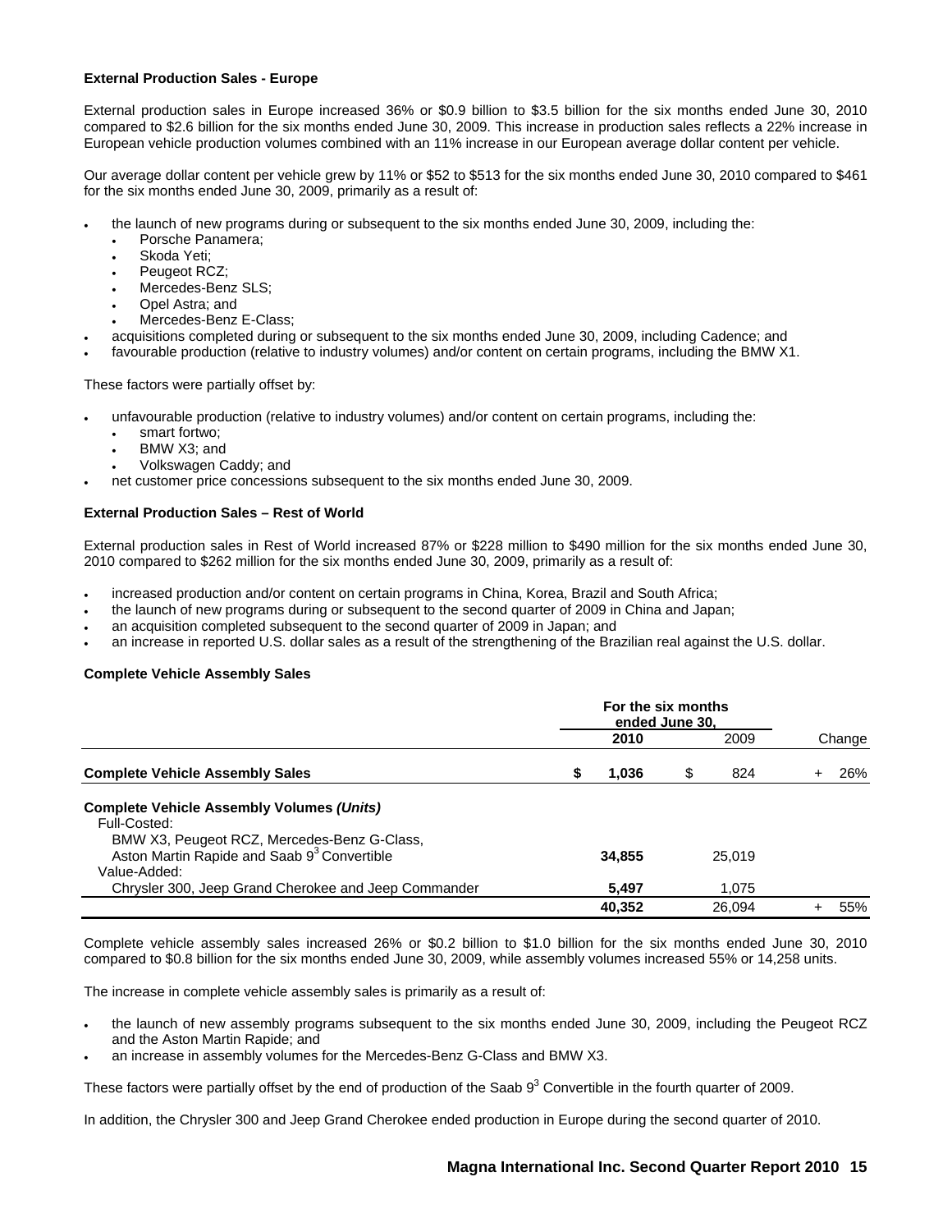**External Production Sales - Europe**

External production sales in Europe increased 36% or \$0.9 billion to \$3.5 billion for the six months ended June 30, 2010 compared to \$2.6 billion for the six months ended June 30, 2009. This increase in production sales reflects a 22% increase in European vehicle production volumes combined with an 11% increase in our European average dollar content per vehicle.

Our average dollar content per vehicle grew by 11% or \$52 to \$513 for the six months ended June 30, 2010 compared to \$461 for the six months ended June 30, 2009, primarily as a result of:

- the launch of new programs during or subsequent to the six months ended June 30, 2009, including the:
  - Porsche Panamera;
  - Skoda Yeti;
  - Peugeot RCZ;
  - Mercedes-Benz SLS;
  - Opel Astra; and
  - Mercedes-Benz E-Class;
- acquisitions completed during or subsequent to the six months ended June 30, 2009, including Cadence; and
- favourable production (relative to industry volumes) and/or content on certain programs, including the BMW X1.

These factors were partially offset by:

- unfavourable production (relative to industry volumes) and/or content on certain programs, including the:
  - smart fortwo;
  - BMW X3; and
  - Volkswagen Caddy; and
- net customer price concessions subsequent to the six months ended June 30, 2009.

**External Production Sales – Rest of World**

External production sales in Rest of World increased 87% or \$228 million to \$490 million for the six months ended June 30, 2010 compared to \$262 million for the six months ended June 30, 2009, primarily as a result of:

- increased production and/or content on certain programs in China, Korea, Brazil and South Africa;
- the launch of new programs during or subsequent to the second quarter of 2009 in China and Japan;
- an acquisition completed subsequent to the second quarter of 2009 in Japan; and
- an increase in reported U.S. dollar sales as a result of the strengthening of the Brazilian real against the U.S. dollar.

**Complete Vehicle Assembly Sales**

| | For the six months ended June 30, | | |
|---|---|---|---|
| | **2010** | 2009 | Change |
| **Complete Vehicle Assembly Sales** | **\$ 1,036** | \$ 824 | + 26% |
| **Complete Vehicle Assembly Volumes *(Units)*** | | | |
| Full-Costed: | | | |
| BMW X3, Peugeot RCZ, Mercedes-Benz G-Class, Aston Martin Rapide and Saab 9[3] Convertible | **34,855** | 25,019 | |
| Value-Added: | | | |
| Chrysler 300, Jeep Grand Cherokee and Jeep Commander | **5,497** | 1,075 | |
| | **40,352** | 26,094 | + 55% |

Complete vehicle assembly sales increased 26% or \$0.2 billion to \$1.0 billion for the six months ended June 30, 2010 compared to \$0.8 billion for the six months ended June 30, 2009, while assembly volumes increased 55% or 14,258 units.

The increase in complete vehicle assembly sales is primarily as a result of:

- the launch of new assembly programs subsequent to the six months ended June 30, 2009, including the Peugeot RCZ and the Aston Martin Rapide; and
- an increase in assembly volumes for the Mercedes-Benz G-Class and BMW X3.

These factors were partially offset by the end of production of the Saab 9[3] Convertible in the fourth quarter of 2009.

In addition, the Chrysler 300 and Jeep Grand Cherokee ended production in Europe during the second quarter of 2010.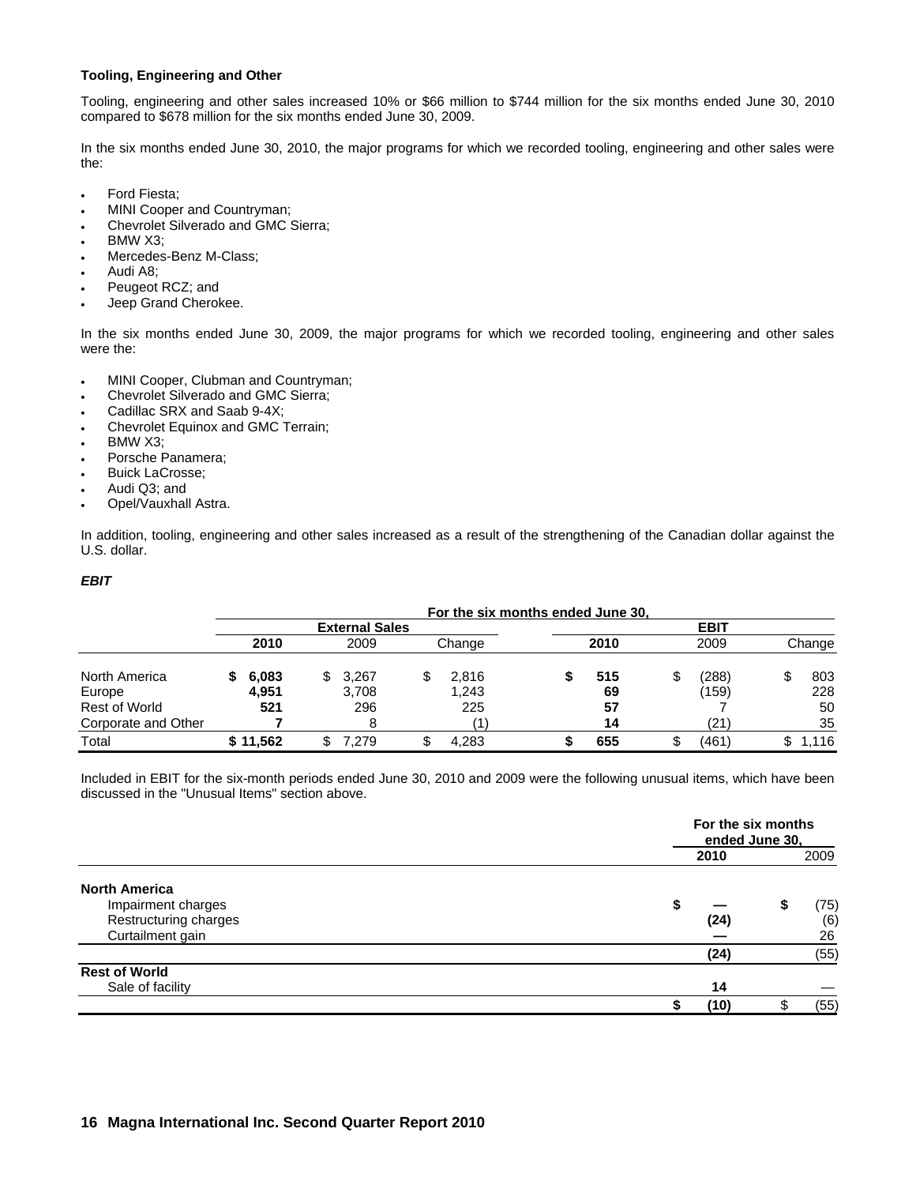#### Tooling, Engineering and Other

Tooling, engineering and other sales increased 10% or $66 million to $744 million for the six months ended June 30, 2010 compared to $678 million for the six months ended June 30, 2009.

In the six months ended June 30, 2010, the major programs for which we recorded tooling, engineering and other sales were the:

- Ford Fiesta;
- MINI Cooper and Countryman;
- Chevrolet Silverado and GMC Sierra;
- BMW X3;
- Mercedes-Benz M-Class;
- Audi A8;
- Peugeot RCZ; and
- Jeep Grand Cherokee.

In the six months ended June 30, 2009, the major programs for which we recorded tooling, engineering and other sales were the:

- MINI Cooper, Clubman and Countryman;
- Chevrolet Silverado and GMC Sierra;
- Cadillac SRX and Saab 9-4X;
- Chevrolet Equinox and GMC Terrain;
- BMW X3;
- Porsche Panamera;
- Buick LaCrosse;
- Audi Q3; and
- Opel/Vauxhall Astra.

In addition, tooling, engineering and other sales increased as a result of the strengthening of the Canadian dollar against the U.S. dollar.

***EBIT***

| | For the six months ended June 30, | | | | | |
|---|---|---|---|---|---|---|
| | External Sales | | | EBIT | | |
| | **2010** | 2009 | Change | **2010** | 2009 | Change |
| North America | **$ 6,083** | $ 3,267 | $ 2,816 | **$ 515** | $ (288) | $ 803 |
| Europe | **4,951** | 3,708 | 1,243 | **69** | (159) | 228 |
| Rest of World | **521** | 296 | 225 | **57** | 7 | 50 |
| Corporate and Other | **7** | 8 | (1) | **14** | (21) | 35 |
| Total | **$ 11,562** | $ 7,279 | $ 4,283 | **$ 655** | $ (461) | $ 1,116 |

Included in EBIT for the six-month periods ended June 30, 2010 and 2009 were the following unusual items, which have been discussed in the "Unusual Items" section above.

| | For the six months ended June 30, | |
|---|---|---|
| | **2010** | 2009 |
| **North America** | | |
| Impairment charges | **$ —** | $ (75) |
| Restructuring charges | **(24)** | (6) |
| Curtailment gain | **—** | 26 |
| | **(24)** | (55) |
| **Rest of World** | | |
| Sale of facility | **14** | — |
| | **$ (10)** | $ (55) |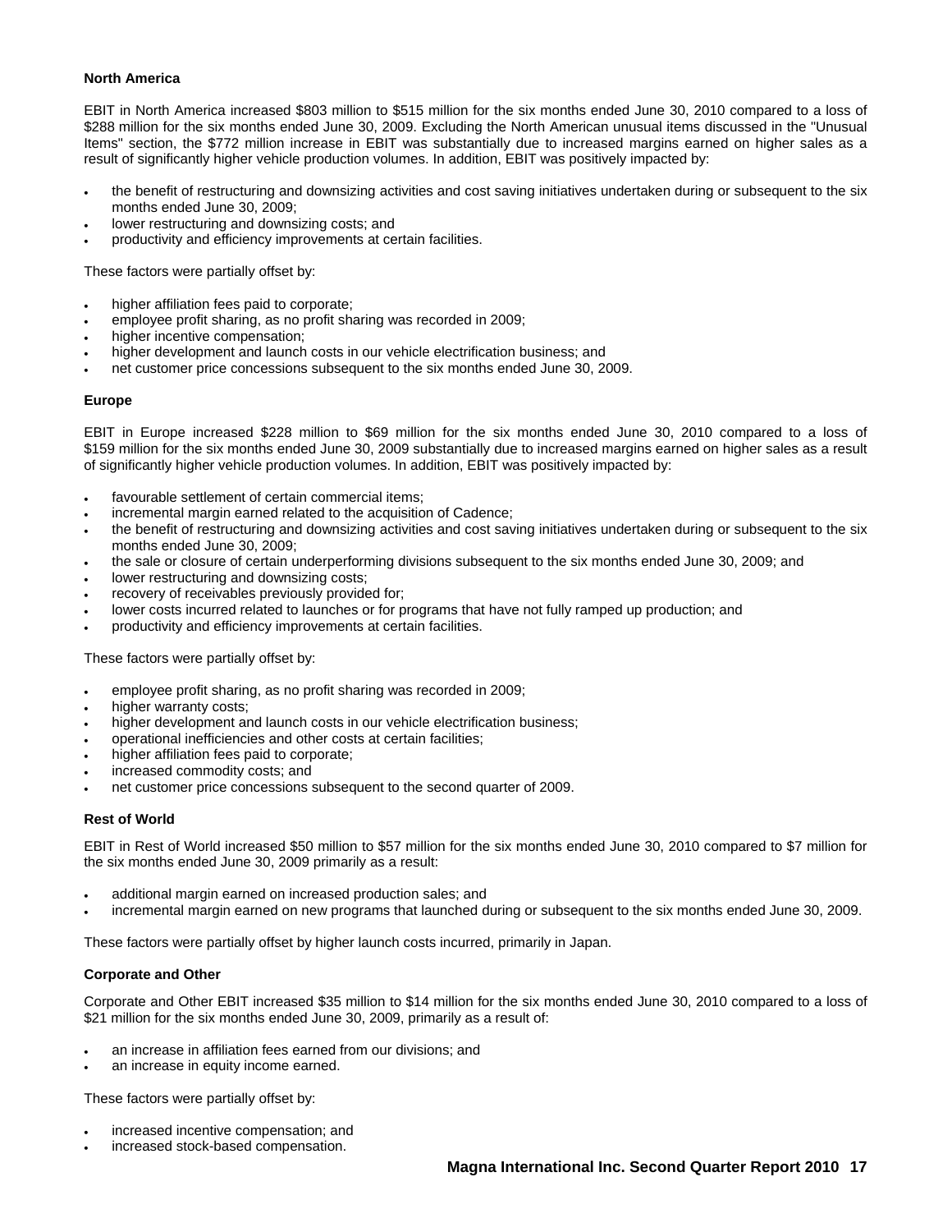**North America**

EBIT in North America increased $803 million to $515 million for the six months ended June 30, 2010 compared to a loss of $288 million for the six months ended June 30, 2009. Excluding the North American unusual items discussed in the "Unusual Items" section, the $772 million increase in EBIT was substantially due to increased margins earned on higher sales as a result of significantly higher vehicle production volumes. In addition, EBIT was positively impacted by:

- the benefit of restructuring and downsizing activities and cost saving initiatives undertaken during or subsequent to the six months ended June 30, 2009;
- lower restructuring and downsizing costs; and
- productivity and efficiency improvements at certain facilities.

These factors were partially offset by:

- higher affiliation fees paid to corporate;
- employee profit sharing, as no profit sharing was recorded in 2009;
- higher incentive compensation;
- higher development and launch costs in our vehicle electrification business; and
- net customer price concessions subsequent to the six months ended June 30, 2009.

**Europe**

EBIT in Europe increased $228 million to $69 million for the six months ended June 30, 2010 compared to a loss of $159 million for the six months ended June 30, 2009 substantially due to increased margins earned on higher sales as a result of significantly higher vehicle production volumes. In addition, EBIT was positively impacted by:

- favourable settlement of certain commercial items;
- incremental margin earned related to the acquisition of Cadence;
- the benefit of restructuring and downsizing activities and cost saving initiatives undertaken during or subsequent to the six months ended June 30, 2009;
- the sale or closure of certain underperforming divisions subsequent to the six months ended June 30, 2009; and
- lower restructuring and downsizing costs;
- recovery of receivables previously provided for;
- lower costs incurred related to launches or for programs that have not fully ramped up production; and
- productivity and efficiency improvements at certain facilities.

These factors were partially offset by:

- employee profit sharing, as no profit sharing was recorded in 2009;
- higher warranty costs;
- higher development and launch costs in our vehicle electrification business;
- operational inefficiencies and other costs at certain facilities;
- higher affiliation fees paid to corporate;
- increased commodity costs; and
- net customer price concessions subsequent to the second quarter of 2009.

**Rest of World**

EBIT in Rest of World increased $50 million to $57 million for the six months ended June 30, 2010 compared to $7 million for the six months ended June 30, 2009 primarily as a result:

- additional margin earned on increased production sales; and
- incremental margin earned on new programs that launched during or subsequent to the six months ended June 30, 2009.

These factors were partially offset by higher launch costs incurred, primarily in Japan.

**Corporate and Other**

Corporate and Other EBIT increased $35 million to $14 million for the six months ended June 30, 2010 compared to a loss of $21 million for the six months ended June 30, 2009, primarily as a result of:

- an increase in affiliation fees earned from our divisions; and
- an increase in equity income earned.

These factors were partially offset by:

- increased incentive compensation; and
- increased stock-based compensation.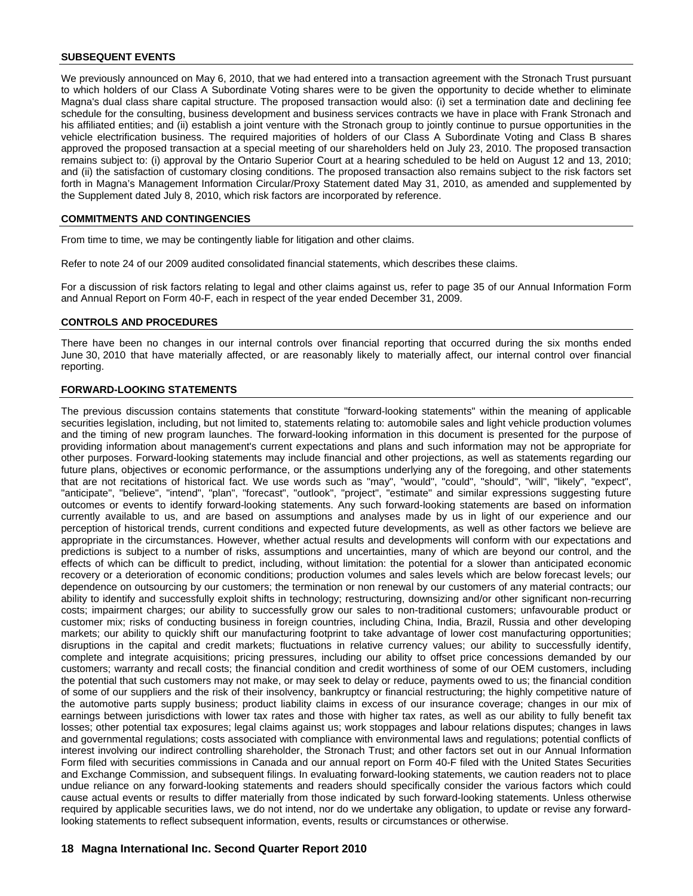## SUBSEQUENT EVENTS

We previously announced on May 6, 2010, that we had entered into a transaction agreement with the Stronach Trust pursuant to which holders of our Class A Subordinate Voting shares were to be given the opportunity to decide whether to eliminate Magna's dual class share capital structure. The proposed transaction would also: (i) set a termination date and declining fee schedule for the consulting, business development and business services contracts we have in place with Frank Stronach and his affiliated entities; and (ii) establish a joint venture with the Stronach group to jointly continue to pursue opportunities in the vehicle electrification business. The required majorities of holders of our Class A Subordinate Voting and Class B shares approved the proposed transaction at a special meeting of our shareholders held on July 23, 2010. The proposed transaction remains subject to: (i) approval by the Ontario Superior Court at a hearing scheduled to be held on August 12 and 13, 2010; and (ii) the satisfaction of customary closing conditions. The proposed transaction also remains subject to the risk factors set forth in Magna's Management Information Circular/Proxy Statement dated May 31, 2010, as amended and supplemented by the Supplement dated July 8, 2010, which risk factors are incorporated by reference.

## COMMITMENTS AND CONTINGENCIES

From time to time, we may be contingently liable for litigation and other claims.

Refer to note 24 of our 2009 audited consolidated financial statements, which describes these claims.

For a discussion of risk factors relating to legal and other claims against us, refer to page 35 of our Annual Information Form and Annual Report on Form 40-F, each in respect of the year ended December 31, 2009.

## CONTROLS AND PROCEDURES

There have been no changes in our internal controls over financial reporting that occurred during the six months ended June 30, 2010 that have materially affected, or are reasonably likely to materially affect, our internal control over financial reporting.

## FORWARD-LOOKING STATEMENTS

The previous discussion contains statements that constitute "forward-looking statements" within the meaning of applicable securities legislation, including, but not limited to, statements relating to: automobile sales and light vehicle production volumes and the timing of new program launches. The forward-looking information in this document is presented for the purpose of providing information about management's current expectations and plans and such information may not be appropriate for other purposes. Forward-looking statements may include financial and other projections, as well as statements regarding our future plans, objectives or economic performance, or the assumptions underlying any of the foregoing, and other statements that are not recitations of historical fact. We use words such as "may", "would", "could", "should", "will", "likely", "expect", "anticipate", "believe", "intend", "plan", "forecast", "outlook", "project", "estimate" and similar expressions suggesting future outcomes or events to identify forward-looking statements. Any such forward-looking statements are based on information currently available to us, and are based on assumptions and analyses made by us in light of our experience and our perception of historical trends, current conditions and expected future developments, as well as other factors we believe are appropriate in the circumstances. However, whether actual results and developments will conform with our expectations and predictions is subject to a number of risks, assumptions and uncertainties, many of which are beyond our control, and the effects of which can be difficult to predict, including, without limitation: the potential for a slower than anticipated economic recovery or a deterioration of economic conditions; production volumes and sales levels which are below forecast levels; our dependence on outsourcing by our customers; the termination or non renewal by our customers of any material contracts; our ability to identify and successfully exploit shifts in technology; restructuring, downsizing and/or other significant non-recurring costs; impairment charges; our ability to successfully grow our sales to non-traditional customers; unfavourable product or customer mix; risks of conducting business in foreign countries, including China, India, Brazil, Russia and other developing markets; our ability to quickly shift our manufacturing footprint to take advantage of lower cost manufacturing opportunities; disruptions in the capital and credit markets; fluctuations in relative currency values; our ability to successfully identify, complete and integrate acquisitions; pricing pressures, including our ability to offset price concessions demanded by our customers; warranty and recall costs; the financial condition and credit worthiness of some of our OEM customers, including the potential that such customers may not make, or may seek to delay or reduce, payments owed to us; the financial condition of some of our suppliers and the risk of their insolvency, bankruptcy or financial restructuring; the highly competitive nature of the automotive parts supply business; product liability claims in excess of our insurance coverage; changes in our mix of earnings between jurisdictions with lower tax rates and those with higher tax rates, as well as our ability to fully benefit tax losses; other potential tax exposures; legal claims against us; work stoppages and labour relations disputes; changes in laws and governmental regulations; costs associated with compliance with environmental laws and regulations; potential conflicts of interest involving our indirect controlling shareholder, the Stronach Trust; and other factors set out in our Annual Information Form filed with securities commissions in Canada and our annual report on Form 40-F filed with the United States Securities and Exchange Commission, and subsequent filings. In evaluating forward-looking statements, we caution readers not to place undue reliance on any forward-looking statements and readers should specifically consider the various factors which could cause actual events or results to differ materially from those indicated by such forward-looking statements. Unless otherwise required by applicable securities laws, we do not intend, nor do we undertake any obligation, to update or revise any forward-looking statements to reflect subsequent information, events, results or circumstances or otherwise.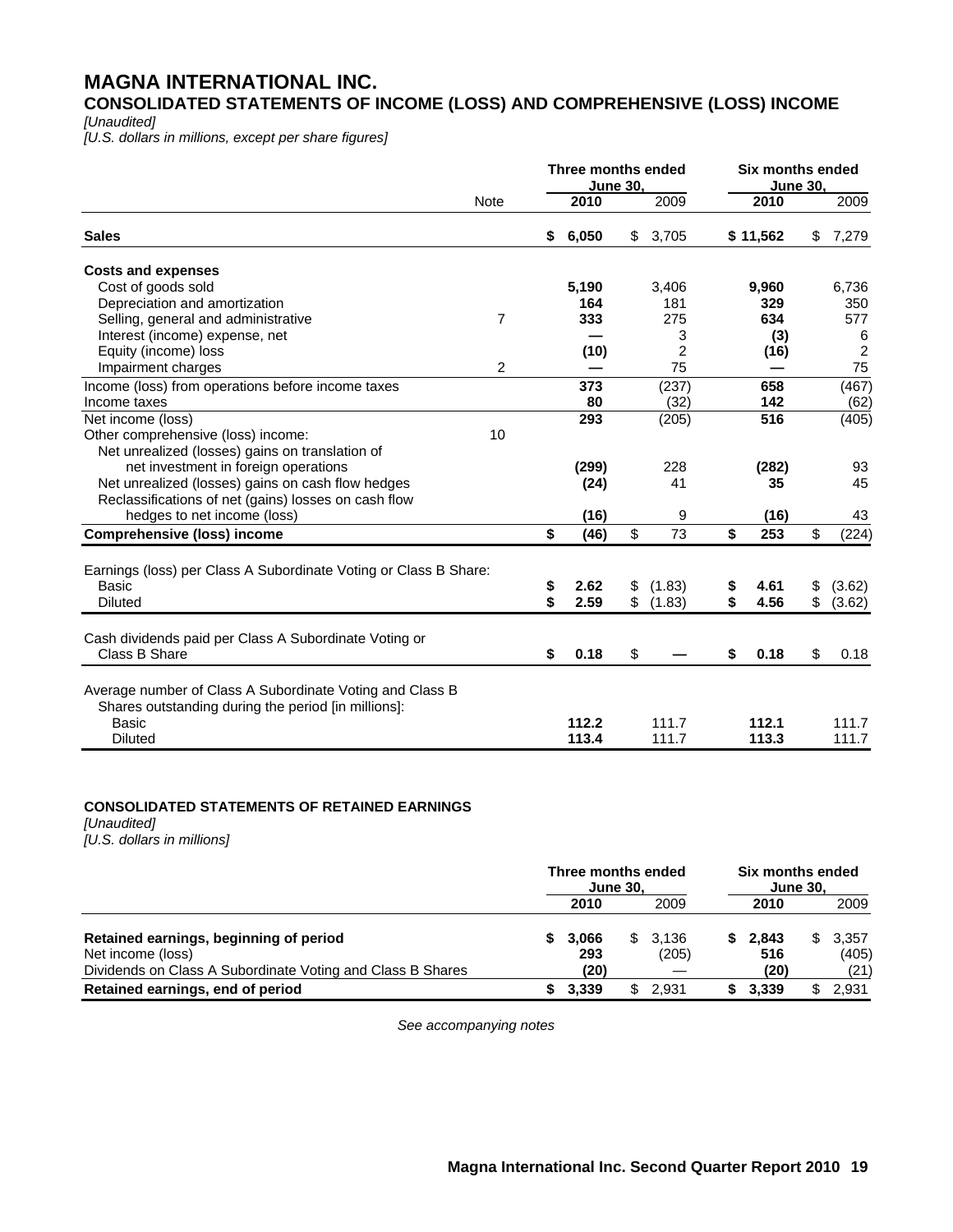# MAGNA INTERNATIONAL INC.

## CONSOLIDATED STATEMENTS OF INCOME (LOSS) AND COMPREHENSIVE (LOSS) INCOME

*[Unaudited]*
*[U.S. dollars in millions, except per share figures]*

| | Note | Three months ended June 30, | | Six months ended June 30, | |
|---|---|---|---|---|---|
| | | **2010** | 2009 | **2010** | 2009 |
| **Sales** | | **$ 6,050** | $ 3,705 | **$ 11,562** | $ 7,279 |
| **Costs and expenses** | | | | | |
| Cost of goods sold | | **5,190** | 3,406 | **9,960** | 6,736 |
| Depreciation and amortization | | **164** | 181 | **329** | 350 |
| Selling, general and administrative | 7 | **333** | 275 | **634** | 577 |
| Interest (income) expense, net | | **—** | 3 | **(3)** | 6 |
| Equity (income) loss | | **(10)** | 2 | **(16)** | 2 |
| Impairment charges | 2 | **—** | 75 | **—** | 75 |
| Income (loss) from operations before income taxes | | **373** | (237) | **658** | (467) |
| Income taxes | | **80** | (32) | **142** | (62) |
| Net income (loss) | | **293** | (205) | **516** | (405) |
| Other comprehensive (loss) income: | 10 | | | | |
| Net unrealized (losses) gains on translation of net investment in foreign operations | | **(299)** | 228 | **(282)** | 93 |
| Net unrealized (losses) gains on cash flow hedges | | **(24)** | 41 | **35** | 45 |
| Reclassifications of net (gains) losses on cash flow hedges to net income (loss) | | **(16)** | 9 | **(16)** | 43 |
| **Comprehensive (loss) income** | | **$ (46)** | $ 73 | **$ 253** | $ (224) |
| Earnings (loss) per Class A Subordinate Voting or Class B Share: | | | | | |
| Basic | | **$ 2.62** | $ (1.83) | **$ 4.61** | $ (3.62) |
| Diluted | | **$ 2.59** | $ (1.83) | **$ 4.56** | $ (3.62) |
| Cash dividends paid per Class A Subordinate Voting or Class B Share | | **$ 0.18** | $ — | **$ 0.18** | $ 0.18 |
| Average number of Class A Subordinate Voting and Class B Shares outstanding during the period [in millions]: | | | | | |
| Basic | | **112.2** | 111.7 | **112.1** | 111.7 |
| Diluted | | **113.4** | 111.7 | **113.3** | 111.7 |

## CONSOLIDATED STATEMENTS OF RETAINED EARNINGS

*[Unaudited]*
*[U.S. dollars in millions]*

| | Three months ended June 30, | | Six months ended June 30, | |
|---|---|---|---|---|
| | **2010** | 2009 | **2010** | 2009 |
| **Retained earnings, beginning of period** | **$ 3,066** | $ 3,136 | **$ 2,843** | $ 3,357 |
| Net income (loss) | **293** | (205) | **516** | (405) |
| Dividends on Class A Subordinate Voting and Class B Shares | **(20)** | — | **(20)** | (21) |
| **Retained earnings, end of period** | **$ 3,339** | $ 2,931 | **$ 3,339** | $ 2,931 |

*See accompanying notes*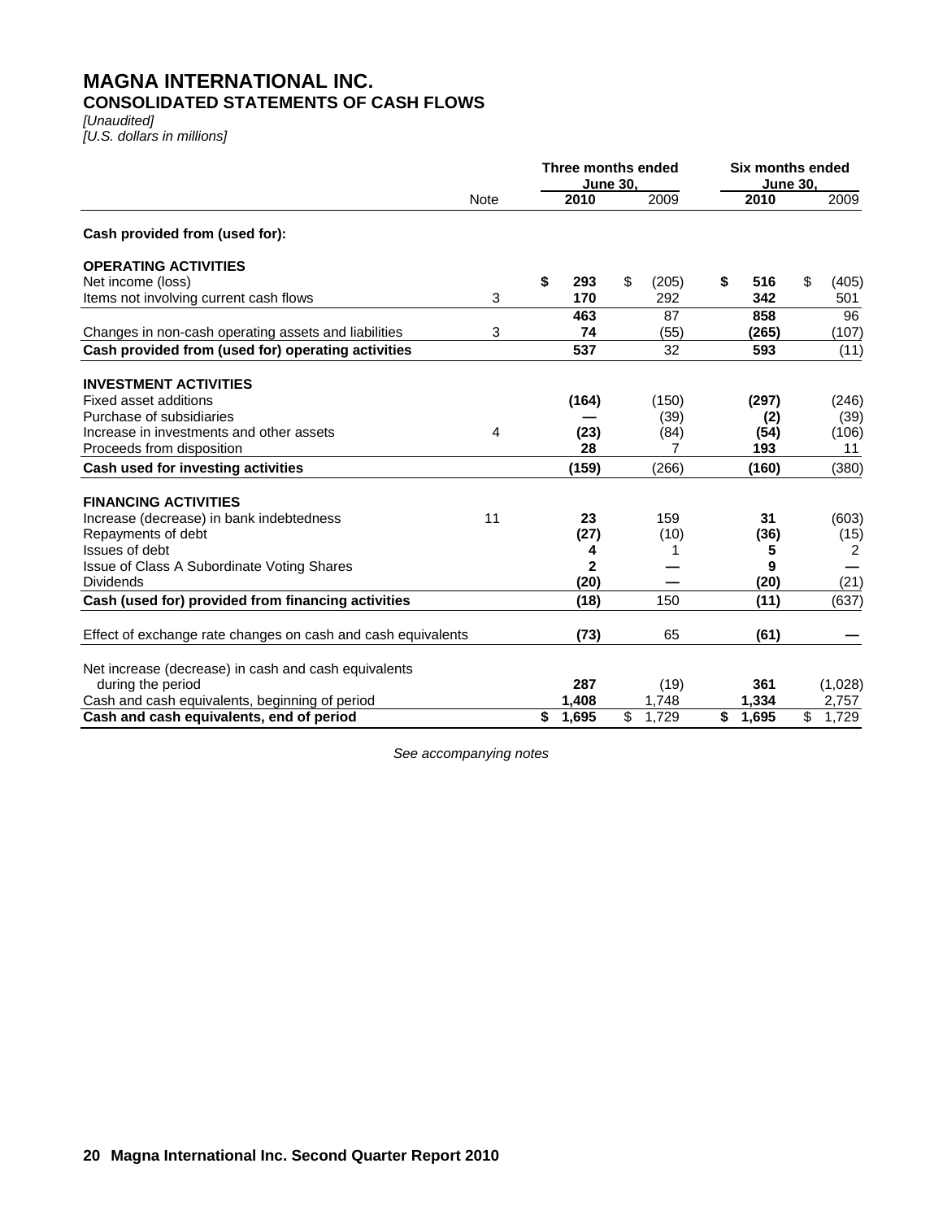# MAGNA INTERNATIONAL INC.
## CONSOLIDATED STATEMENTS OF CASH FLOWS

*[Unaudited]*
*[U.S. dollars in millions]*

| | Note | Three months ended June 30, | | Six months ended June 30, | |
|---|---|---|---|---|---|
| | | **2010** | 2009 | **2010** | 2009 |
| **Cash provided from (used for):** | | | | | |
| **OPERATING ACTIVITIES** | | | | | |
| Net income (loss) | | **$ 293** | $ (205) | **$ 516** | $ (405) |
| Items not involving current cash flows | 3 | **170** | 292 | **342** | 501 |
| | | **463** | 87 | **858** | 96 |
| Changes in non-cash operating assets and liabilities | 3 | **74** | (55) | **(265)** | (107) |
| **Cash provided from (used for) operating activities** | | **537** | 32 | **593** | (11) |
| **INVESTMENT ACTIVITIES** | | | | | |
| Fixed asset additions | | **(164)** | (150) | **(297)** | (246) |
| Purchase of subsidiaries | | **—** | (39) | **(2)** | (39) |
| Increase in investments and other assets | 4 | **(23)** | (84) | **(54)** | (106) |
| Proceeds from disposition | | **28** | 7 | **193** | 11 |
| **Cash used for investing activities** | | **(159)** | (266) | **(160)** | (380) |
| **FINANCING ACTIVITIES** | | | | | |
| Increase (decrease) in bank indebtedness | 11 | **23** | 159 | **31** | (603) |
| Repayments of debt | | **(27)** | (10) | **(36)** | (15) |
| Issues of debt | | **4** | 1 | **5** | 2 |
| Issue of Class A Subordinate Voting Shares | | **2** | — | **9** | — |
| Dividends | | **(20)** | — | **(20)** | (21) |
| **Cash (used for) provided from financing activities** | | **(18)** | 150 | **(11)** | (637) |
| Effect of exchange rate changes on cash and cash equivalents | | **(73)** | 65 | **(61)** | — |
| Net increase (decrease) in cash and cash equivalents during the period | | **287** | (19) | **361** | (1,028) |
| Cash and cash equivalents, beginning of period | | **1,408** | 1,748 | **1,334** | 2,757 |
| **Cash and cash equivalents, end of period** | | **$ 1,695** | $ 1,729 | **$ 1,695** | $ 1,729 |

*See accompanying notes*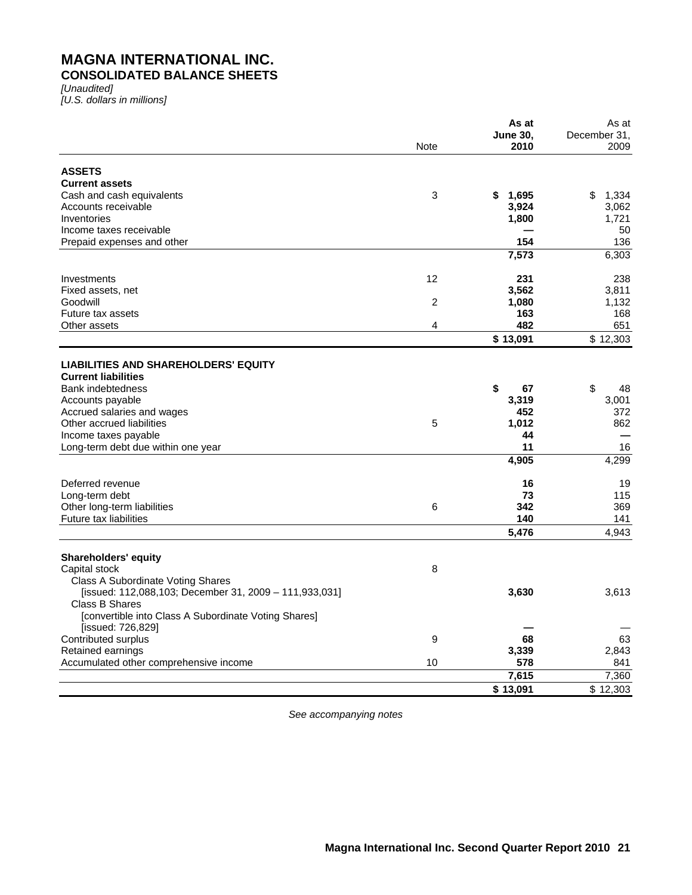# MAGNA INTERNATIONAL INC.

## CONSOLIDATED BALANCE SHEETS

*[Unaudited]*
*[U.S. dollars in millions]*

| | Note | **As at June 30, 2010** | As at December 31, 2009 |
|---|---|---|---|
| **ASSETS** | | | |
| **Current assets** | | | |
| Cash and cash equivalents | 3 | **$ 1,695** | $ 1,334 |
| Accounts receivable | | **3,924** | 3,062 |
| Inventories | | **1,800** | 1,721 |
| Income taxes receivable | | **—** | 50 |
| Prepaid expenses and other | | **154** | 136 |
| | | **7,573** | 6,303 |
| Investments | 12 | **231** | 238 |
| Fixed assets, net | | **3,562** | 3,811 |
| Goodwill | 2 | **1,080** | 1,132 |
| Future tax assets | | **163** | 168 |
| Other assets | 4 | **482** | 651 |
| | | **$ 13,091** | $ 12,303 |
| **LIABILITIES AND SHAREHOLDERS' EQUITY** | | | |
| **Current liabilities** | | | |
| Bank indebtedness | | **$ 67** | $ 48 |
| Accounts payable | | **3,319** | 3,001 |
| Accrued salaries and wages | | **452** | 372 |
| Other accrued liabilities | 5 | **1,012** | 862 |
| Income taxes payable | | **44** | — |
| Long-term debt due within one year | | **11** | 16 |
| | | **4,905** | 4,299 |
| Deferred revenue | | **16** | 19 |
| Long-term debt | | **73** | 115 |
| Other long-term liabilities | 6 | **342** | 369 |
| Future tax liabilities | | **140** | 141 |
| | | **5,476** | 4,943 |
| **Shareholders' equity** | | | |
| Capital stock | 8 | | |
| Class A Subordinate Voting Shares [issued: 112,088,103; December 31, 2009 – 111,933,031] | | **3,630** | 3,613 |
| Class B Shares [convertible into Class A Subordinate Voting Shares] [issued: 726,829] | | **—** | — |
| Contributed surplus | 9 | **68** | 63 |
| Retained earnings | | **3,339** | 2,843 |
| Accumulated other comprehensive income | 10 | **578** | 841 |
| | | **7,615** | 7,360 |
| | | **$ 13,091** | $ 12,303 |

*See accompanying notes*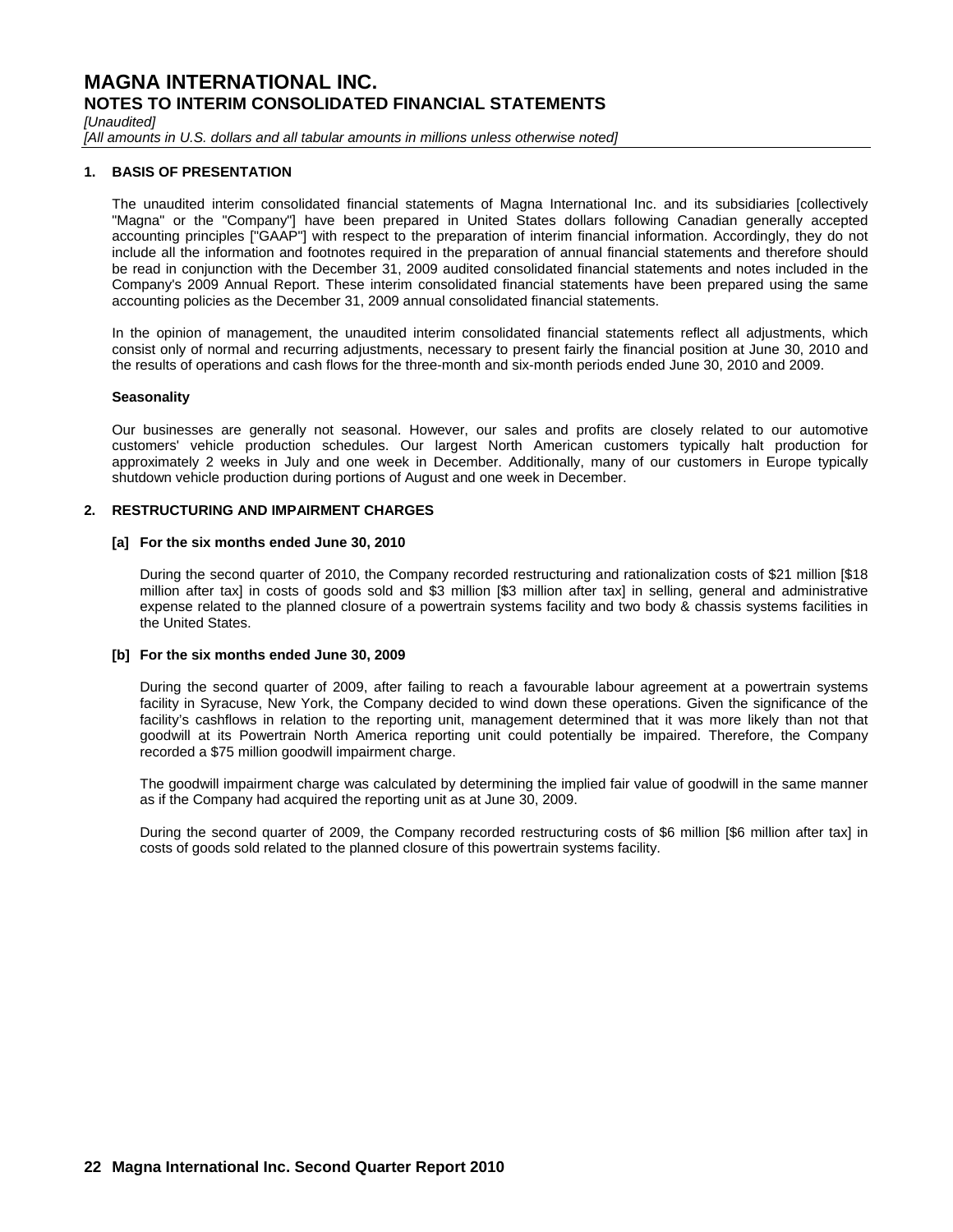# MAGNA INTERNATIONAL INC.

## NOTES TO INTERIM CONSOLIDATED FINANCIAL STATEMENTS

*[Unaudited]*

*[All amounts in U.S. dollars and all tabular amounts in millions unless otherwise noted]*

### 1. BASIS OF PRESENTATION

The unaudited interim consolidated financial statements of Magna International Inc. and its subsidiaries [collectively "Magna" or the "Company"] have been prepared in United States dollars following Canadian generally accepted accounting principles ["GAAP"] with respect to the preparation of interim financial information. Accordingly, they do not include all the information and footnotes required in the preparation of annual financial statements and therefore should be read in conjunction with the December 31, 2009 audited consolidated financial statements and notes included in the Company's 2009 Annual Report. These interim consolidated financial statements have been prepared using the same accounting policies as the December 31, 2009 annual consolidated financial statements.

In the opinion of management, the unaudited interim consolidated financial statements reflect all adjustments, which consist only of normal and recurring adjustments, necessary to present fairly the financial position at June 30, 2010 and the results of operations and cash flows for the three-month and six-month periods ended June 30, 2010 and 2009.

**Seasonality**

Our businesses are generally not seasonal. However, our sales and profits are closely related to our automotive customers' vehicle production schedules. Our largest North American customers typically halt production for approximately 2 weeks in July and one week in December. Additionally, many of our customers in Europe typically shutdown vehicle production during portions of August and one week in December.

### 2. RESTRUCTURING AND IMPAIRMENT CHARGES

**[a] For the six months ended June 30, 2010**

During the second quarter of 2010, the Company recorded restructuring and rationalization costs of $21 million [$18 million after tax] in costs of goods sold and $3 million [$3 million after tax] in selling, general and administrative expense related to the planned closure of a powertrain systems facility and two body & chassis systems facilities in the United States.

**[b] For the six months ended June 30, 2009**

During the second quarter of 2009, after failing to reach a favourable labour agreement at a powertrain systems facility in Syracuse, New York, the Company decided to wind down these operations. Given the significance of the facility's cashflows in relation to the reporting unit, management determined that it was more likely than not that goodwill at its Powertrain North America reporting unit could potentially be impaired. Therefore, the Company recorded a $75 million goodwill impairment charge.

The goodwill impairment charge was calculated by determining the implied fair value of goodwill in the same manner as if the Company had acquired the reporting unit as at June 30, 2009.

During the second quarter of 2009, the Company recorded restructuring costs of $6 million [$6 million after tax] in costs of goods sold related to the planned closure of this powertrain systems facility.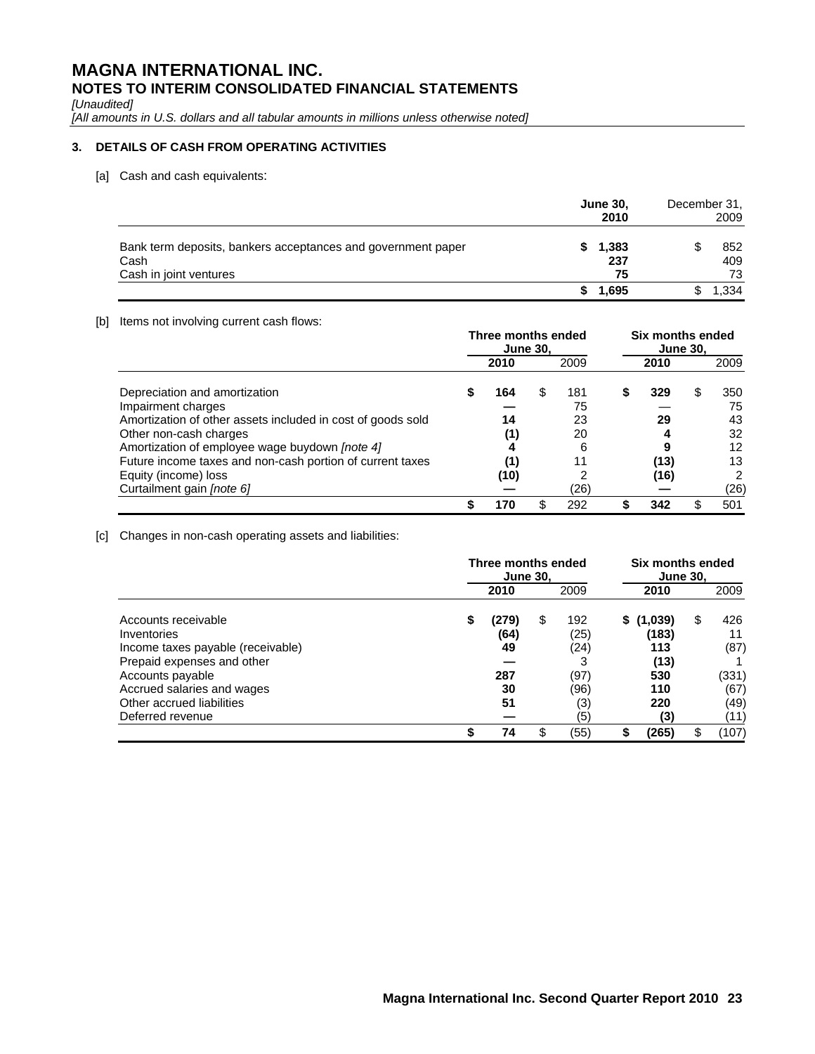# MAGNA INTERNATIONAL INC.

## NOTES TO INTERIM CONSOLIDATED FINANCIAL STATEMENTS

*[Unaudited]*

*[All amounts in U.S. dollars and all tabular amounts in millions unless otherwise noted]*

### 3. DETAILS OF CASH FROM OPERATING ACTIVITIES

[a] Cash and cash equivalents:

| | June 30, 2010 | December 31, 2009 |
|---|---|---|
| Bank term deposits, bankers acceptances and government paper | $ 1,383 | $ 852 |
| Cash | 237 | 409 |
| Cash in joint ventures | 75 | 73 |
| | $ 1,695 | $ 1,334 |

[b] Items not involving current cash flows:

| | Three months ended June 30, | | Six months ended June 30, | |
|---|---|---|---|---|
| | 2010 | 2009 | 2010 | 2009 |
| Depreciation and amortization | $ 164 | $ 181 | $ 329 | $ 350 |
| Impairment charges | — | 75 | — | 75 |
| Amortization of other assets included in cost of goods sold | 14 | 23 | 29 | 43 |
| Other non-cash charges | (1) | 20 | 4 | 32 |
| Amortization of employee wage buydown *[note 4]* | 4 | 6 | 9 | 12 |
| Future income taxes and non-cash portion of current taxes | (1) | 11 | (13) | 13 |
| Equity (income) loss | (10) | 2 | (16) | 2 |
| Curtailment gain *[note 6]* | — | (26) | — | (26) |
| | $ 170 | $ 292 | $ 342 | $ 501 |

[c] Changes in non-cash operating assets and liabilities:

| | Three months ended June 30, | | Six months ended June 30, | |
|---|---|---|---|---|
| | 2010 | 2009 | 2010 | 2009 |
| Accounts receivable | $ (279) | $ 192 | $ (1,039) | $ 426 |
| Inventories | (64) | (25) | (183) | 11 |
| Income taxes payable (receivable) | 49 | (24) | 113 | (87) |
| Prepaid expenses and other | — | 3 | (13) | 1 |
| Accounts payable | 287 | (97) | 530 | (331) |
| Accrued salaries and wages | 30 | (96) | 110 | (67) |
| Other accrued liabilities | 51 | (3) | 220 | (49) |
| Deferred revenue | — | (5) | (3) | (11) |
| | $ 74 | $ (55) | $ (265) | $ (107) |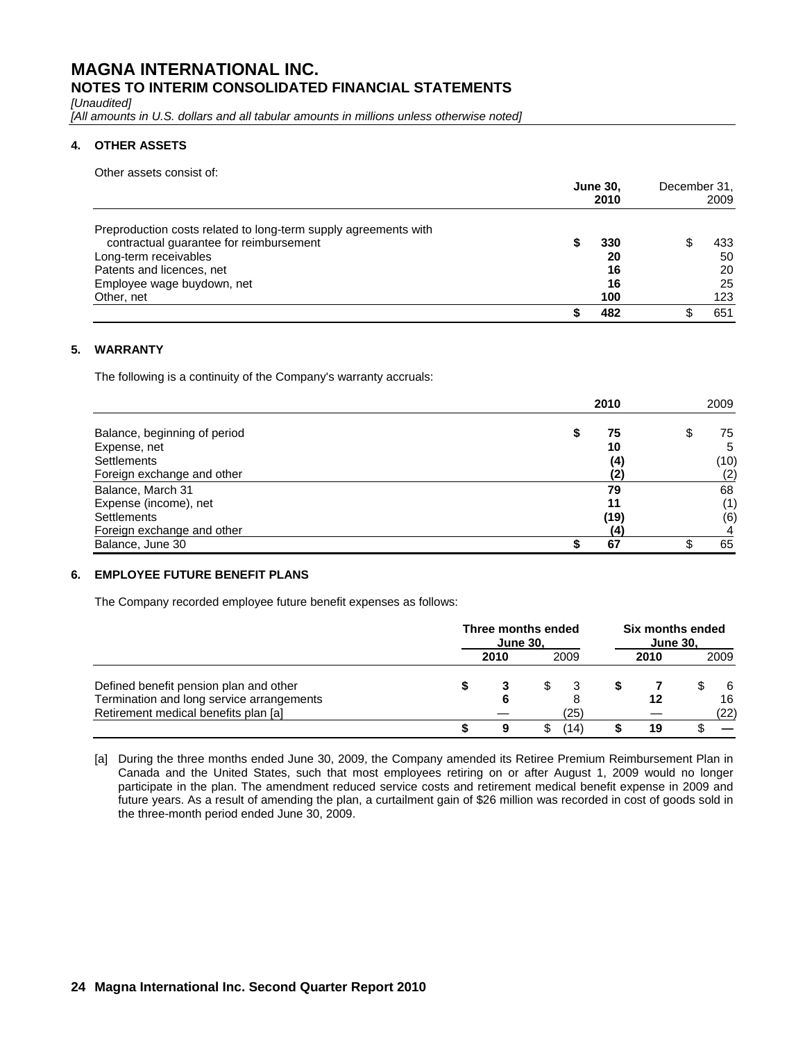# MAGNA INTERNATIONAL INC.

## NOTES TO INTERIM CONSOLIDATED FINANCIAL STATEMENTS

*[Unaudited]*

*[All amounts in U.S. dollars and all tabular amounts in millions unless otherwise noted]*

### 4. OTHER ASSETS

Other assets consist of:

| | June 30, 2010 | December 31, 2009 |
|---|---|---|
| Preproduction costs related to long-term supply agreements with contractual guarantee for reimbursement | $ 330 | $ 433 |
| Long-term receivables | 20 | 50 |
| Patents and licences, net | 16 | 20 |
| Employee wage buydown, net | 16 | 25 |
| Other, net | 100 | 123 |
| | $ 482 | $ 651 |

### 5. WARRANTY

The following is a continuity of the Company's warranty accruals:

| | 2010 | 2009 |
|---|---|---|
| Balance, beginning of period | $ 75 | $ 75 |
| Expense, net | 10 | 5 |
| Settlements | (4) | (10) |
| Foreign exchange and other | (2) | (2) |
| Balance, March 31 | 79 | 68 |
| Expense (income), net | 11 | (1) |
| Settlements | (19) | (6) |
| Foreign exchange and other | (4) | 4 |
| Balance, June 30 | $ 67 | $ 65 |

### 6. EMPLOYEE FUTURE BENEFIT PLANS

The Company recorded employee future benefit expenses as follows:

| | Three months ended June 30, | | Six months ended June 30, | |
|---|---|---|---|---|
| | 2010 | 2009 | 2010 | 2009 |
| Defined benefit pension plan and other | $ 3 | $ 3 | $ 7 | $ 6 |
| Termination and long service arrangements | 6 | 8 | 12 | 16 |
| Retirement medical benefits plan [a] | — | (25) | — | (22) |
| | $ 9 | $ (14) | $ 19 | $ — |

[a] During the three months ended June 30, 2009, the Company amended its Retiree Premium Reimbursement Plan in Canada and the United States, such that most employees retiring on or after August 1, 2009 would no longer participate in the plan. The amendment reduced service costs and retirement medical benefit expense in 2009 and future years. As a result of amending the plan, a curtailment gain of $26 million was recorded in cost of goods sold in the three-month period ended June 30, 2009.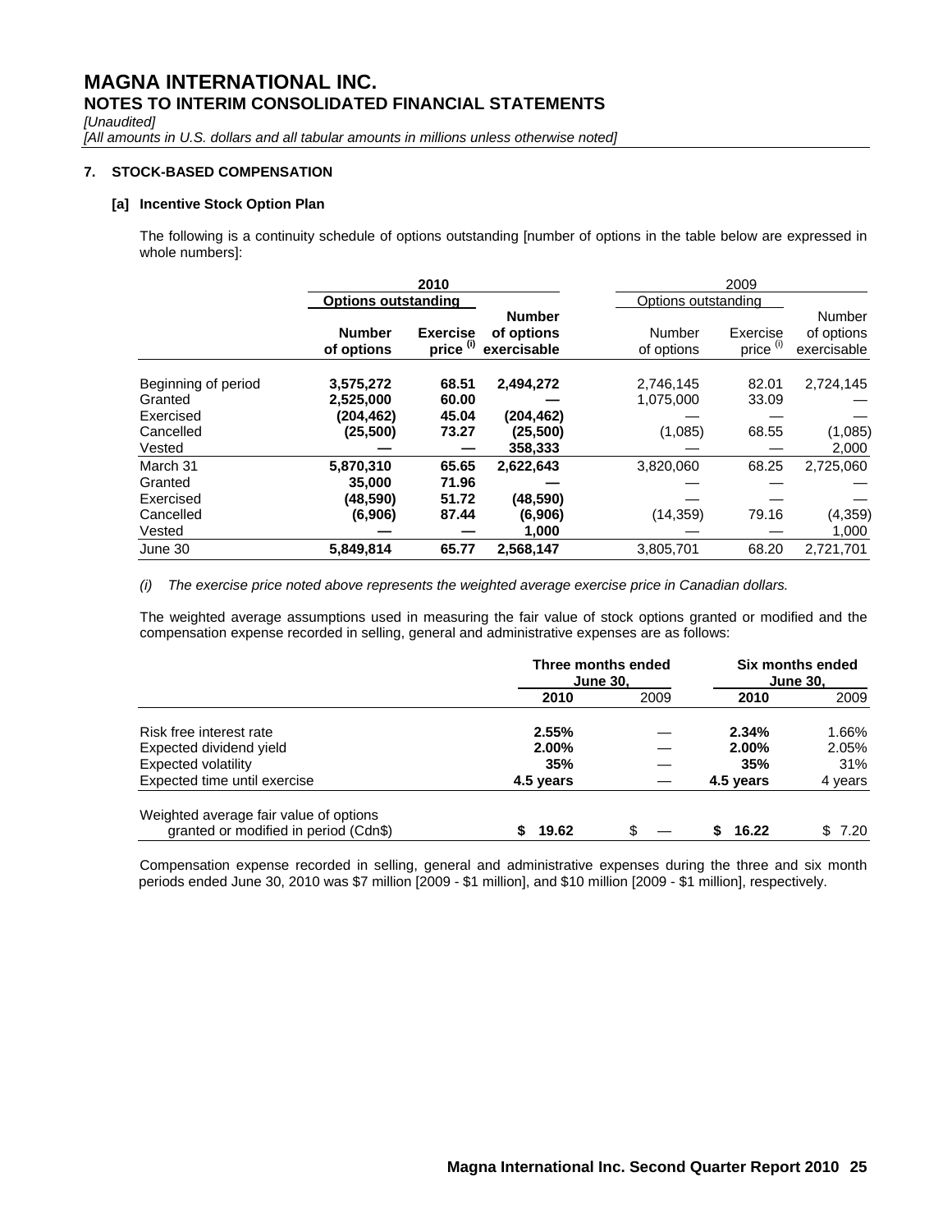# MAGNA INTERNATIONAL INC.
## NOTES TO INTERIM CONSOLIDATED FINANCIAL STATEMENTS

*[Unaudited]*
*[All amounts in U.S. dollars and all tabular amounts in millions unless otherwise noted]*

### 7. STOCK-BASED COMPENSATION

#### [a] Incentive Stock Option Plan

The following is a continuity schedule of options outstanding [number of options in the table below are expressed in whole numbers]:

| | **2010** | | | 2009 | | |
|---|---|---|---|---|---|---|
| | **Options outstanding** | | | Options outstanding | | |
| | **Number of options** | **Exercise price (i)** | **Number of options exercisable** | Number of options | Exercise price (i) | Number of options exercisable |
| Beginning of period | **3,575,272** | **68.51** | **2,494,272** | 2,746,145 | 82.01 | 2,724,145 |
| Granted | **2,525,000** | **60.00** | **—** | 1,075,000 | 33.09 | — |
| Exercised | **(204,462)** | **45.04** | **(204,462)** | — | — | — |
| Cancelled | **(25,500)** | **73.27** | **(25,500)** | (1,085) | 68.55 | (1,085) |
| Vested | **—** | **—** | **358,333** | — | — | 2,000 |
| March 31 | **5,870,310** | **65.65** | **2,622,643** | 3,820,060 | 68.25 | 2,725,060 |
| Granted | **35,000** | **71.96** | **—** | — | — | — |
| Exercised | **(48,590)** | **51.72** | **(48,590)** | — | — | — |
| Cancelled | **(6,906)** | **87.44** | **(6,906)** | (14,359) | 79.16 | (4,359) |
| Vested | **—** | **—** | **1,000** | — | — | 1,000 |
| June 30 | **5,849,814** | **65.77** | **2,568,147** | 3,805,701 | 68.20 | 2,721,701 |

*(i) The exercise price noted above represents the weighted average exercise price in Canadian dollars.*

The weighted average assumptions used in measuring the fair value of stock options granted or modified and the compensation expense recorded in selling, general and administrative expenses are as follows:

| | **Three months ended June 30,** | | **Six months ended June 30,** | |
|---|---|---|---|---|
| | **2010** | 2009 | **2010** | 2009 |
| Risk free interest rate | **2.55%** | — | **2.34%** | 1.66% |
| Expected dividend yield | **2.00%** | — | **2.00%** | 2.05% |
| Expected volatility | **35%** | — | **35%** | 31% |
| Expected time until exercise | **4.5 years** | — | **4.5 years** | 4 years |
| Weighted average fair value of options granted or modified in period (Cdn$) | **$ 19.62** | $ — | **$ 16.22** | $ 7.20 |

Compensation expense recorded in selling, general and administrative expenses during the three and six month periods ended June 30, 2010 was $7 million [2009 - $1 million], and $10 million [2009 - $1 million], respectively.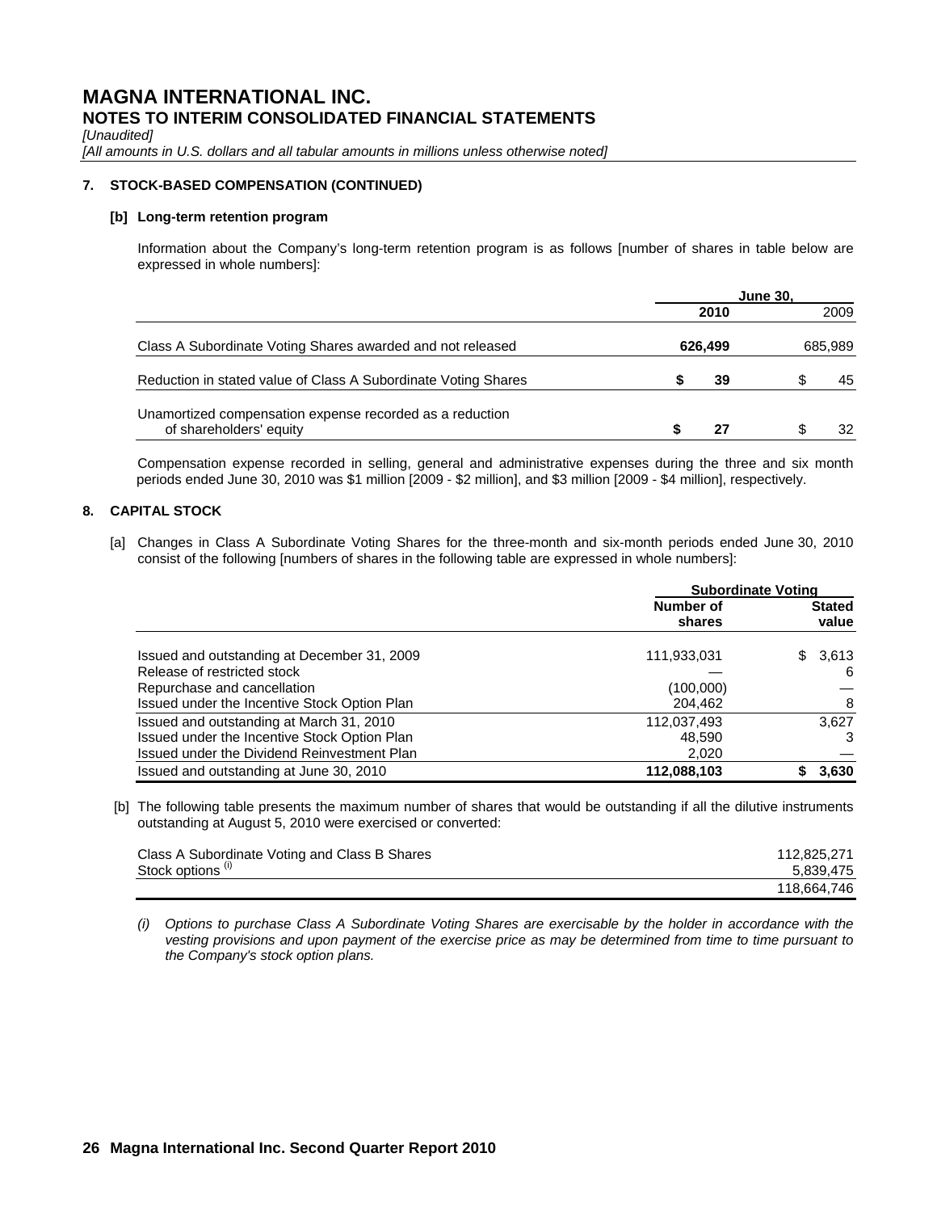# MAGNA INTERNATIONAL INC.
## NOTES TO INTERIM CONSOLIDATED FINANCIAL STATEMENTS

*[Unaudited]*

*[All amounts in U.S. dollars and all tabular amounts in millions unless otherwise noted]*

### 7. STOCK-BASED COMPENSATION (CONTINUED)

**[b] Long-term retention program**

Information about the Company's long-term retention program is as follows [number of shares in table below are expressed in whole numbers]:

| | June 30, | |
|---|---|---|
| | **2010** | 2009 |
| Class A Subordinate Voting Shares awarded and not released | **626,499** | 685,989 |
| Reduction in stated value of Class A Subordinate Voting Shares | **$ 39** | $ 45 |
| Unamortized compensation expense recorded as a reduction of shareholders' equity | **$ 27** | $ 32 |

Compensation expense recorded in selling, general and administrative expenses during the three and six month periods ended June 30, 2010 was $1 million [2009 - $2 million], and $3 million [2009 - $4 million], respectively.

### 8. CAPITAL STOCK

[a] Changes in Class A Subordinate Voting Shares for the three-month and six-month periods ended June 30, 2010 consist of the following [numbers of shares in the following table are expressed in whole numbers]:

| | Subordinate Voting | |
|---|---|---|
| | **Number of shares** | **Stated value** |
| Issued and outstanding at December 31, 2009 | 111,933,031 | $ 3,613 |
| Release of restricted stock | — | 6 |
| Repurchase and cancellation | (100,000) | — |
| Issued under the Incentive Stock Option Plan | 204,462 | 8 |
| Issued and outstanding at March 31, 2010 | 112,037,493 | 3,627 |
| Issued under the Incentive Stock Option Plan | 48,590 | 3 |
| Issued under the Dividend Reinvestment Plan | 2,020 | — |
| Issued and outstanding at June 30, 2010 | **112,088,103** | **$ 3,630** |

[b] The following table presents the maximum number of shares that would be outstanding if all the dilutive instruments outstanding at August 5, 2010 were exercised or converted:

| | |
|---|---|
| Class A Subordinate Voting and Class B Shares | 112,825,271 |
| Stock options [(i)] | 5,839,475 |
| | 118,664,746 |

*(i) Options to purchase Class A Subordinate Voting Shares are exercisable by the holder in accordance with the vesting provisions and upon payment of the exercise price as may be determined from time to time pursuant to the Company's stock option plans.*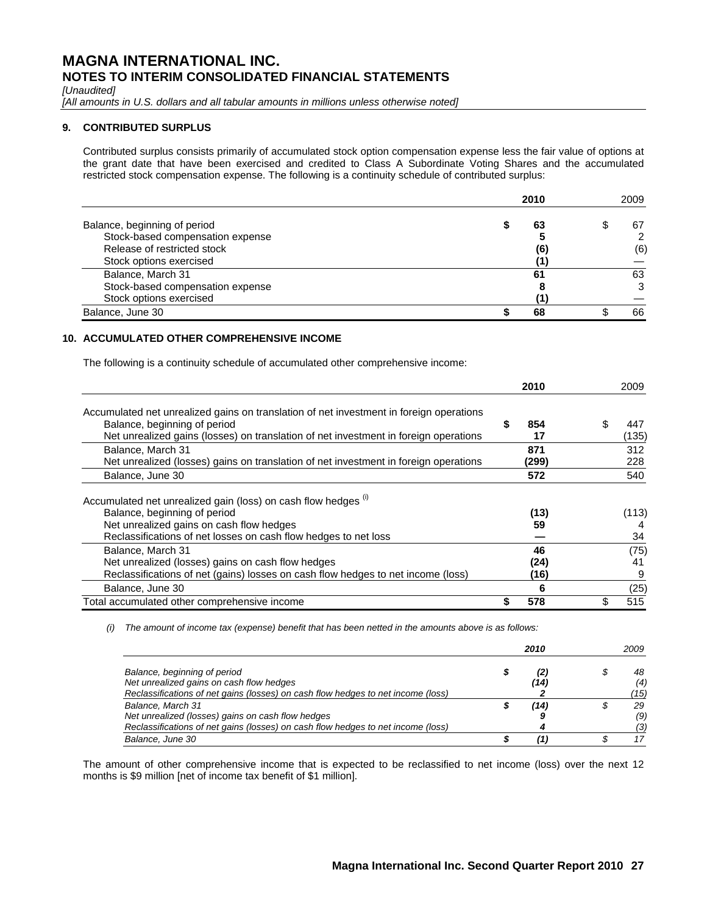# MAGNA INTERNATIONAL INC.
## NOTES TO INTERIM CONSOLIDATED FINANCIAL STATEMENTS

*[Unaudited]*
*[All amounts in U.S. dollars and all tabular amounts in millions unless otherwise noted]*

### 9. CONTRIBUTED SURPLUS

Contributed surplus consists primarily of accumulated stock option compensation expense less the fair value of options at the grant date that have been exercised and credited to Class A Subordinate Voting Shares and the accumulated restricted stock compensation expense. The following is a continuity schedule of contributed surplus:

| | **2010** | 2009 |
|---|---|---|
| Balance, beginning of period | **$ 63** | $ 67 |
| Stock-based compensation expense | **5** | 2 |
| Release of restricted stock | **(6)** | (6) |
| Stock options exercised | **(1)** | — |
| Balance, March 31 | **61** | 63 |
| Stock-based compensation expense | **8** | 3 |
| Stock options exercised | **(1)** | — |
| Balance, June 30 | **$ 68** | $ 66 |

### 10. ACCUMULATED OTHER COMPREHENSIVE INCOME

The following is a continuity schedule of accumulated other comprehensive income:

| | **2010** | 2009 |
|---|---|---|
| Accumulated net unrealized gains on translation of net investment in foreign operations | | |
| Balance, beginning of period | **$ 854** | $ 447 |
| Net unrealized gains (losses) on translation of net investment in foreign operations | **17** | (135) |
| Balance, March 31 | **871** | 312 |
| Net unrealized (losses) gains on translation of net investment in foreign operations | **(299)** | 228 |
| Balance, June 30 | **572** | 540 |
| Accumulated net unrealized gain (loss) on cash flow hedges [(i)] | | |
| Balance, beginning of period | **(13)** | (113) |
| Net unrealized gains on cash flow hedges | **59** | 4 |
| Reclassifications of net losses on cash flow hedges to net loss | **—** | 34 |
| Balance, March 31 | **46** | (75) |
| Net unrealized (losses) gains on cash flow hedges | **(24)** | 41 |
| Reclassifications of net (gains) losses on cash flow hedges to net income (loss) | **(16)** | 9 |
| Balance, June 30 | **6** | (25) |
| Total accumulated other comprehensive income | **$ 578** | $ 515 |

*(i) The amount of income tax (expense) benefit that has been netted in the amounts above is as follows:*

| | ***2010*** | *2009* |
|---|---|---|
| *Balance, beginning of period* | ***$ (2)*** | *$ 48* |
| *Net unrealized gains on cash flow hedges* | ***(14)*** | *(4)* |
| *Reclassifications of net gains (losses) on cash flow hedges to net income (loss)* | ***2*** | *(15)* |
| *Balance, March 31* | ***$ (14)*** | *$ 29* |
| *Net unrealized (losses) gains on cash flow hedges* | ***9*** | *(9)* |
| *Reclassifications of net gains (losses) on cash flow hedges to net income (loss)* | ***4*** | *(3)* |
| *Balance, June 30* | ***$ (1)*** | *$ 17* |

The amount of other comprehensive income that is expected to be reclassified to net income (loss) over the next 12 months is $9 million [net of income tax benefit of $1 million].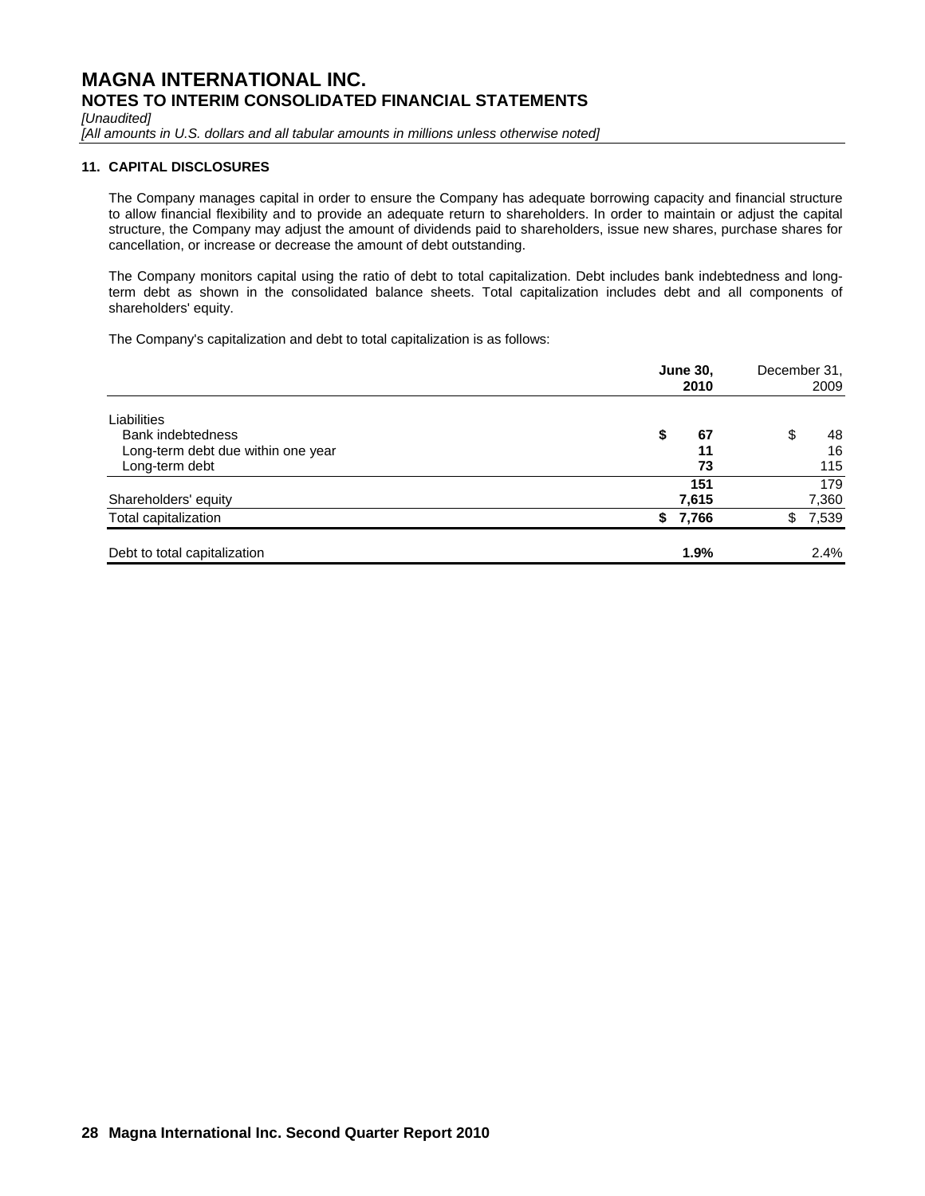# MAGNA INTERNATIONAL INC.
## NOTES TO INTERIM CONSOLIDATED FINANCIAL STATEMENTS

*[Unaudited]*

*[All amounts in U.S. dollars and all tabular amounts in millions unless otherwise noted]*

### 11. CAPITAL DISCLOSURES

The Company manages capital in order to ensure the Company has adequate borrowing capacity and financial structure to allow financial flexibility and to provide an adequate return to shareholders. In order to maintain or adjust the capital structure, the Company may adjust the amount of dividends paid to shareholders, issue new shares, purchase shares for cancellation, or increase or decrease the amount of debt outstanding.

The Company monitors capital using the ratio of debt to total capitalization. Debt includes bank indebtedness and long-term debt as shown in the consolidated balance sheets. Total capitalization includes debt and all components of shareholders' equity.

The Company's capitalization and debt to total capitalization is as follows:

| | **June 30, 2010** | December 31, 2009 |
|---|---|---|
| Liabilities | | |
| Bank indebtedness | **$ 67** | $ 48 |
| Long-term debt due within one year | **11** | 16 |
| Long-term debt | **73** | 115 |
| | **151** | 179 |
| Shareholders' equity | **7,615** | 7,360 |
| Total capitalization | **$ 7,766** | $ 7,539 |
| Debt to total capitalization | **1.9%** | 2.4% |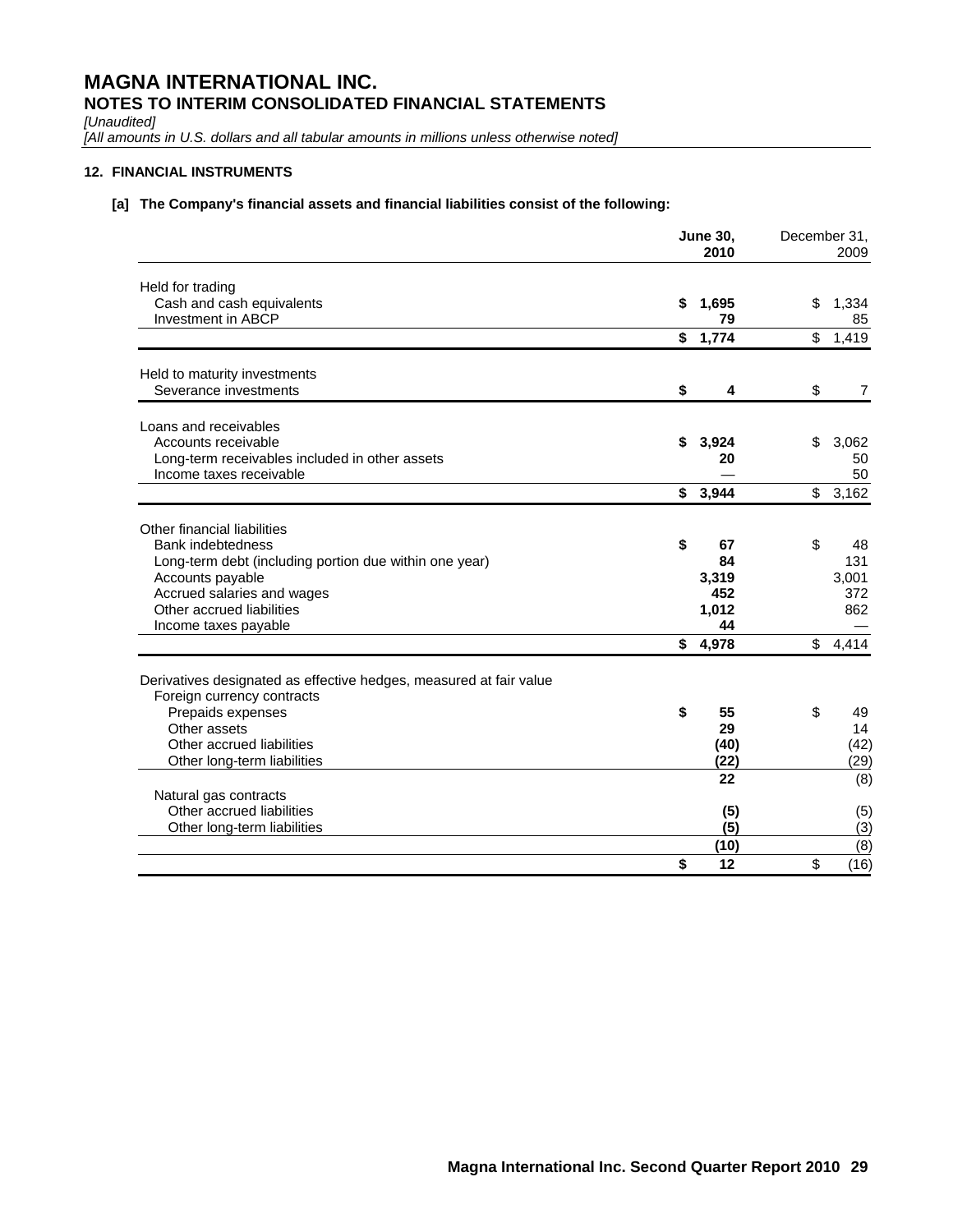# MAGNA INTERNATIONAL INC.
## NOTES TO INTERIM CONSOLIDATED FINANCIAL STATEMENTS

*[Unaudited]*

*[All amounts in U.S. dollars and all tabular amounts in millions unless otherwise noted]*

### 12. FINANCIAL INSTRUMENTS

**[a] The Company's financial assets and financial liabilities consist of the following:**

| | **June 30, 2010** | December 31, 2009 |
|---|---|---|
| Held for trading | | |
| Cash and cash equivalents | **$ 1,695** | $ 1,334 |
| Investment in ABCP | **79** | 85 |
| | **$ 1,774** | $ 1,419 |
| Held to maturity investments | | |
| Severance investments | **$ 4** | $ 7 |
| Loans and receivables | | |
| Accounts receivable | **$ 3,924** | $ 3,062 |
| Long-term receivables included in other assets | **20** | 50 |
| Income taxes receivable | **—** | 50 |
| | **$ 3,944** | $ 3,162 |
| Other financial liabilities | | |
| Bank indebtedness | **$ 67** | $ 48 |
| Long-term debt (including portion due within one year) | **84** | 131 |
| Accounts payable | **3,319** | 3,001 |
| Accrued salaries and wages | **452** | 372 |
| Other accrued liabilities | **1,012** | 862 |
| Income taxes payable | **44** | — |
| | **$ 4,978** | $ 4,414 |
| Derivatives designated as effective hedges, measured at fair value | | |
| Foreign currency contracts | | |
| Prepaids expenses | **$ 55** | $ 49 |
| Other assets | **29** | 14 |
| Other accrued liabilities | **(40)** | (42) |
| Other long-term liabilities | **(22)** | (29) |
| | **22** | (8) |
| Natural gas contracts | | |
| Other accrued liabilities | **(5)** | (5) |
| Other long-term liabilities | **(5)** | (3) |
| | **(10)** | (8) |
| | **$ 12** | $ (16) |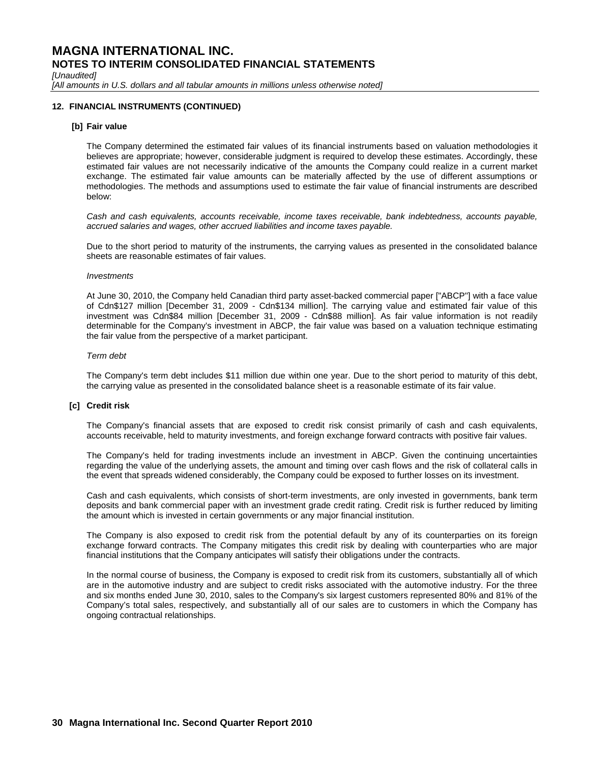## 12. FINANCIAL INSTRUMENTS (CONTINUED)

### [b] Fair value

The Company determined the estimated fair values of its financial instruments based on valuation methodologies it believes are appropriate; however, considerable judgment is required to develop these estimates. Accordingly, these estimated fair values are not necessarily indicative of the amounts the Company could realize in a current market exchange. The estimated fair value amounts can be materially affected by the use of different assumptions or methodologies. The methods and assumptions used to estimate the fair value of financial instruments are described below:

*Cash and cash equivalents, accounts receivable, income taxes receivable, bank indebtedness, accounts payable, accrued salaries and wages, other accrued liabilities and income taxes payable.*

Due to the short period to maturity of the instruments, the carrying values as presented in the consolidated balance sheets are reasonable estimates of fair values.

*Investments*

At June 30, 2010, the Company held Canadian third party asset-backed commercial paper ["ABCP"] with a face value of Cdn$127 million [December 31, 2009 - Cdn$134 million]. The carrying value and estimated fair value of this investment was Cdn$84 million [December 31, 2009 - Cdn$88 million]. As fair value information is not readily determinable for the Company's investment in ABCP, the fair value was based on a valuation technique estimating the fair value from the perspective of a market participant.

*Term debt*

The Company's term debt includes $11 million due within one year. Due to the short period to maturity of this debt, the carrying value as presented in the consolidated balance sheet is a reasonable estimate of its fair value.

### [c] Credit risk

The Company's financial assets that are exposed to credit risk consist primarily of cash and cash equivalents, accounts receivable, held to maturity investments, and foreign exchange forward contracts with positive fair values.

The Company's held for trading investments include an investment in ABCP. Given the continuing uncertainties regarding the value of the underlying assets, the amount and timing over cash flows and the risk of collateral calls in the event that spreads widened considerably, the Company could be exposed to further losses on its investment.

Cash and cash equivalents, which consists of short-term investments, are only invested in governments, bank term deposits and bank commercial paper with an investment grade credit rating. Credit risk is further reduced by limiting the amount which is invested in certain governments or any major financial institution.

The Company is also exposed to credit risk from the potential default by any of its counterparties on its foreign exchange forward contracts. The Company mitigates this credit risk by dealing with counterparties who are major financial institutions that the Company anticipates will satisfy their obligations under the contracts.

In the normal course of business, the Company is exposed to credit risk from its customers, substantially all of which are in the automotive industry and are subject to credit risks associated with the automotive industry. For the three and six months ended June 30, 2010, sales to the Company's six largest customers represented 80% and 81% of the Company's total sales, respectively, and substantially all of our sales are to customers in which the Company has ongoing contractual relationships.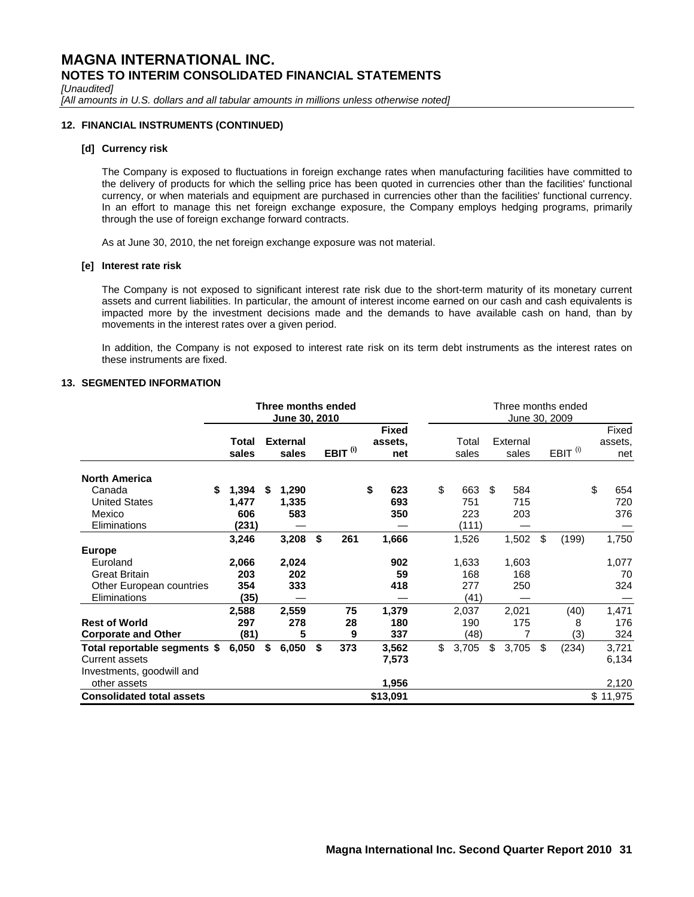# MAGNA INTERNATIONAL INC.
## NOTES TO INTERIM CONSOLIDATED FINANCIAL STATEMENTS

*[Unaudited]*
*[All amounts in U.S. dollars and all tabular amounts in millions unless otherwise noted]*

### 12. FINANCIAL INSTRUMENTS (CONTINUED)

#### [d] Currency risk

The Company is exposed to fluctuations in foreign exchange rates when manufacturing facilities have committed to the delivery of products for which the selling price has been quoted in currencies other than the facilities' functional currency, or when materials and equipment are purchased in currencies other than the facilities' functional currency. In an effort to manage this net foreign exchange exposure, the Company employs hedging programs, primarily through the use of foreign exchange forward contracts.

As at June 30, 2010, the net foreign exchange exposure was not material.

#### [e] Interest rate risk

The Company is not exposed to significant interest rate risk due to the short-term maturity of its monetary current assets and current liabilities. In particular, the amount of interest income earned on our cash and cash equivalents is impacted more by the investment decisions made and the demands to have available cash on hand, than by movements in the interest rates over a given period.

In addition, the Company is not exposed to interest rate risk on its term debt instruments as the interest rates on these instruments are fixed.

### 13. SEGMENTED INFORMATION

| | **Three months ended June 30, 2010** | | | | Three months ended June 30, 2009 | | | |
|---|---|---|---|---|---|---|---|---|
| | **Total sales** | **External sales** | **EBIT [(i)]** | **Fixed assets, net** | Total sales | External sales | EBIT [(i)] | Fixed assets, net |
| **North America** | | | | | | | | |
| Canada | **$ 1,394** | **$ 1,290** | | **$ 623** | $ 663 | $ 584 | | $ 654 |
| United States | **1,477** | **1,335** | | **693** | 751 | 715 | | 720 |
| Mexico | **606** | **583** | | **350** | 223 | 203 | | 376 |
| Eliminations | **(231)** | **—** | | **—** | (111) | — | | — |
| | **3,246** | **3,208** | **$ 261** | **1,666** | 1,526 | 1,502 | $ (199) | 1,750 |
| **Europe** | | | | | | | | |
| Euroland | **2,066** | **2,024** | | **902** | 1,633 | 1,603 | | 1,077 |
| Great Britain | **203** | **202** | | **59** | 168 | 168 | | 70 |
| Other European countries | **354** | **333** | | **418** | 277 | 250 | | 324 |
| Eliminations | **(35)** | **—** | | **—** | (41) | — | | — |
| | **2,588** | **2,559** | **75** | **1,379** | 2,037 | 2,021 | (40) | 1,471 |
| **Rest of World** | **297** | **278** | **28** | **180** | 190 | 175 | 8 | 176 |
| **Corporate and Other** | **(81)** | **5** | **9** | **337** | (48) | 7 | (3) | 324 |
| **Total reportable segments** | **$ 6,050** | **$ 6,050** | **$ 373** | **3,562** | $ 3,705 | $ 3,705 | $ (234) | 3,721 |
| Current assets | | | | **7,573** | | | | 6,134 |
| Investments, goodwill and other assets | | | | **1,956** | | | | 2,120 |
| **Consolidated total assets** | | | | **$13,091** | | | | $ 11,975 |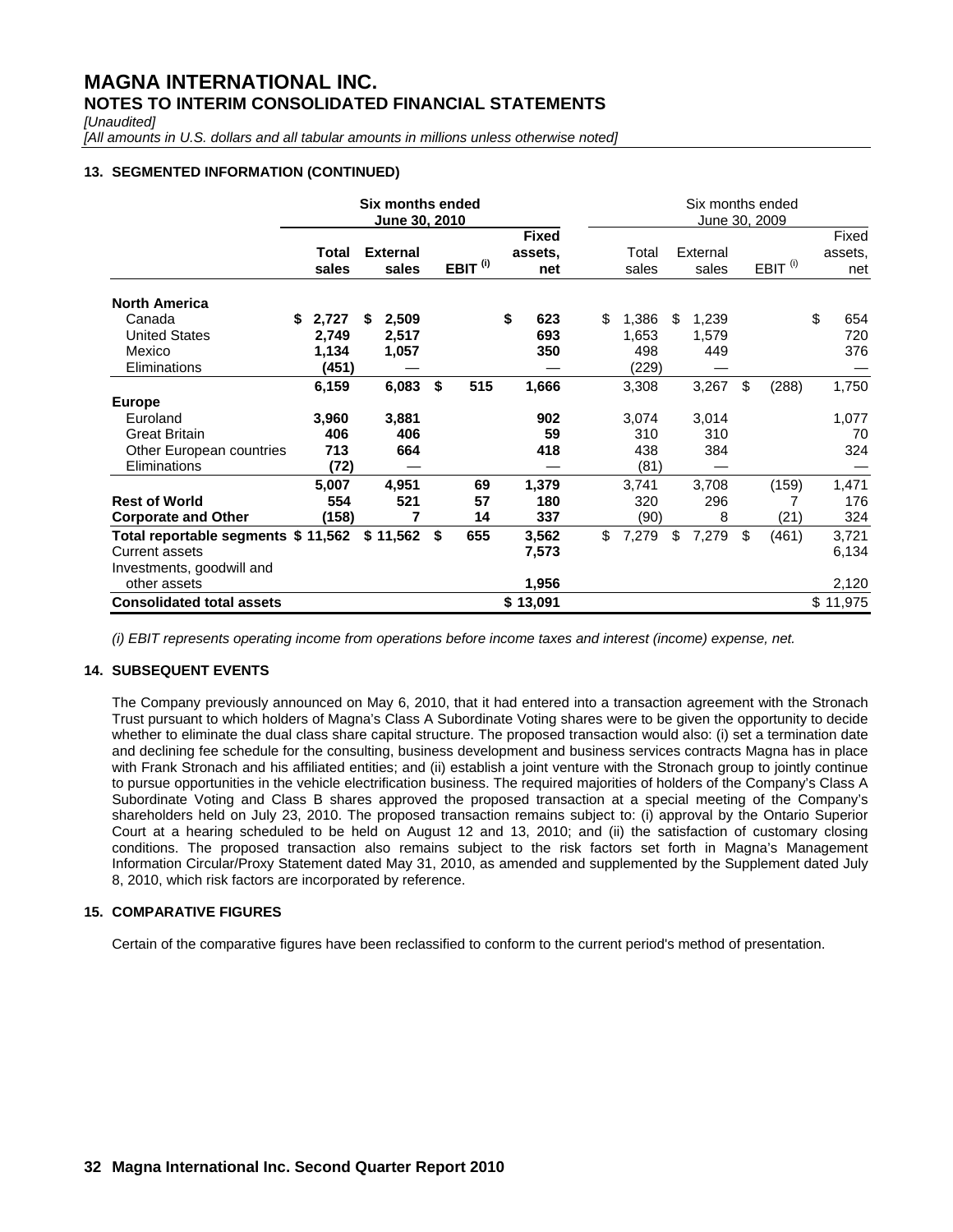# MAGNA INTERNATIONAL INC.

## NOTES TO INTERIM CONSOLIDATED FINANCIAL STATEMENTS

*[Unaudited]*

*[All amounts in U.S. dollars and all tabular amounts in millions unless otherwise noted]*

### 13. SEGMENTED INFORMATION (CONTINUED)

| | **Six months ended June 30, 2010** | | | | Six months ended June 30, 2009 | | | |
|---|---|---|---|---|---|---|---|---|
| | **Total sales** | **External sales** | **EBIT (i)** | **Fixed assets, net** | Total sales | External sales | EBIT (i) | Fixed assets, net |
| **North America** | | | | | | | | |
| Canada | **$ 2,727** | **$ 2,509** | | **$ 623** | $ 1,386 | $ 1,239 | | $ 654 |
| United States | **2,749** | **2,517** | | **693** | 1,653 | 1,579 | | 720 |
| Mexico | **1,134** | **1,057** | | **350** | 498 | 449 | | 376 |
| Eliminations | **(451)** | **—** | | **—** | (229) | — | | — |
| | **6,159** | **6,083** | **$ 515** | **1,666** | 3,308 | 3,267 | $ (288) | 1,750 |
| **Europe** | | | | | | | | |
| Euroland | **3,960** | **3,881** | | **902** | 3,074 | 3,014 | | 1,077 |
| Great Britain | **406** | **406** | | **59** | 310 | 310 | | 70 |
| Other European countries | **713** | **664** | | **418** | 438 | 384 | | 324 |
| Eliminations | **(72)** | **—** | | **—** | (81) | — | | — |
| | **5,007** | **4,951** | **69** | **1,379** | 3,741 | 3,708 | (159) | 1,471 |
| **Rest of World** | **554** | **521** | **57** | **180** | 320 | 296 | 7 | 176 |
| **Corporate and Other** | **(158)** | **7** | **14** | **337** | (90) | 8 | (21) | 324 |
| **Total reportable segments** | **$ 11,562** | **$ 11,562** | **$ 655** | **3,562** | $ 7,279 | $ 7,279 | $ (461) | 3,721 |
| Current assets | | | | **7,573** | | | | 6,134 |
| Investments, goodwill and other assets | | | | **1,956** | | | | 2,120 |
| **Consolidated total assets** | | | | **$ 13,091** | | | | $ 11,975 |

*(i) EBIT represents operating income from operations before income taxes and interest (income) expense, net.*

### 14. SUBSEQUENT EVENTS

The Company previously announced on May 6, 2010, that it had entered into a transaction agreement with the Stronach Trust pursuant to which holders of Magna's Class A Subordinate Voting shares were to be given the opportunity to decide whether to eliminate the dual class share capital structure. The proposed transaction would also: (i) set a termination date and declining fee schedule for the consulting, business development and business services contracts Magna has in place with Frank Stronach and his affiliated entities; and (ii) establish a joint venture with the Stronach group to jointly continue to pursue opportunities in the vehicle electrification business. The required majorities of holders of the Company's Class A Subordinate Voting and Class B shares approved the proposed transaction at a special meeting of the Company's shareholders held on July 23, 2010. The proposed transaction remains subject to: (i) approval by the Ontario Superior Court at a hearing scheduled to be held on August 12 and 13, 2010; and (ii) the satisfaction of customary closing conditions. The proposed transaction also remains subject to the risk factors set forth in Magna's Management Information Circular/Proxy Statement dated May 31, 2010, as amended and supplemented by the Supplement dated July 8, 2010, which risk factors are incorporated by reference.

### 15. COMPARATIVE FIGURES

Certain of the comparative figures have been reclassified to conform to the current period's method of presentation.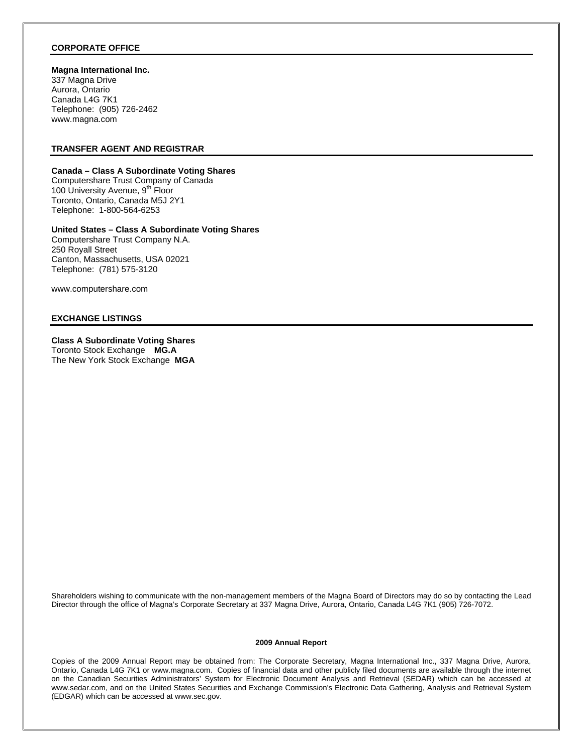## CORPORATE OFFICE

**Magna International Inc.**
337 Magna Drive
Aurora, Ontario
Canada L4G 7K1
Telephone: (905) 726-2462
www.magna.com

## TRANSFER AGENT AND REGISTRAR

**Canada – Class A Subordinate Voting Shares**
Computershare Trust Company of Canada
100 University Avenue, 9th Floor
Toronto, Ontario, Canada M5J 2Y1
Telephone: 1-800-564-6253

**United States – Class A Subordinate Voting Shares**
Computershare Trust Company N.A.
250 Royall Street
Canton, Massachusetts, USA 02021
Telephone: (781) 575-3120

www.computershare.com

## EXCHANGE LISTINGS

**Class A Subordinate Voting Shares**
Toronto Stock Exchange **MG.A**
The New York Stock Exchange **MGA**

Shareholders wishing to communicate with the non-management members of the Magna Board of Directors may do so by contacting the Lead Director through the office of Magna's Corporate Secretary at 337 Magna Drive, Aurora, Ontario, Canada L4G 7K1 (905) 726-7072.

**2009 Annual Report**

Copies of the 2009 Annual Report may be obtained from: The Corporate Secretary, Magna International Inc., 337 Magna Drive, Aurora, Ontario, Canada L4G 7K1 or www.magna.com. Copies of financial data and other publicly filed documents are available through the internet on the Canadian Securities Administrators' System for Electronic Document Analysis and Retrieval (SEDAR) which can be accessed at www.sedar.com, and on the United States Securities and Exchange Commission's Electronic Data Gathering, Analysis and Retrieval System (EDGAR) which can be accessed at www.sec.gov.